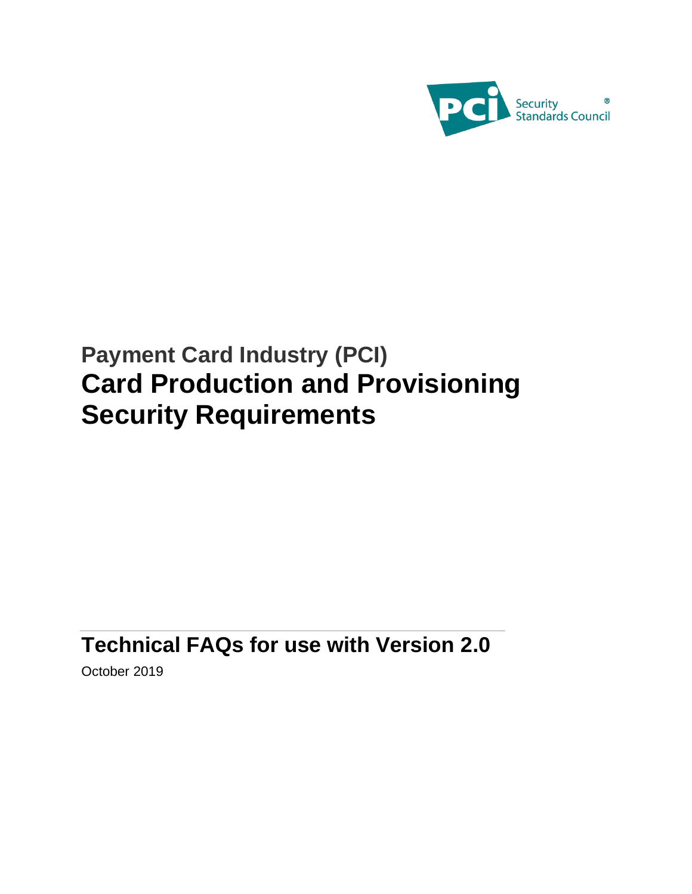Security Standards Council

# Payment Card Industry (PCI)
# Card Production and Provisioning Security Requirements

## Technical FAQs for use with Version 2.0

October 2019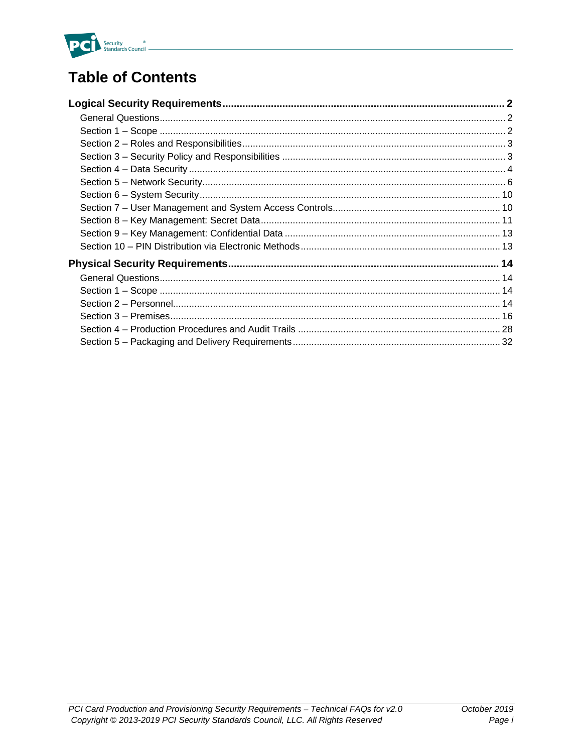# Table of Contents

**Logical Security Requirements** ..... **2**

- General Questions ..... 2
- Section 1 – Scope ..... 2
- Section 2 – Roles and Responsibilities ..... 3
- Section 3 – Security Policy and Responsibilities ..... 3
- Section 4 – Data Security ..... 4
- Section 5 – Network Security ..... 6
- Section 6 – System Security ..... 10
- Section 7 – User Management and System Access Controls ..... 10
- Section 8 – Key Management: Secret Data ..... 11
- Section 9 – Key Management: Confidential Data ..... 13
- Section 10 – PIN Distribution via Electronic Methods ..... 13

**Physical Security Requirements** ..... **14**

- General Questions ..... 14
- Section 1 – Scope ..... 14
- Section 2 – Personnel ..... 14
- Section 3 – Premises ..... 16
- Section 4 – Production Procedures and Audit Trails ..... 28
- Section 5 – Packaging and Delivery Requirements ..... 32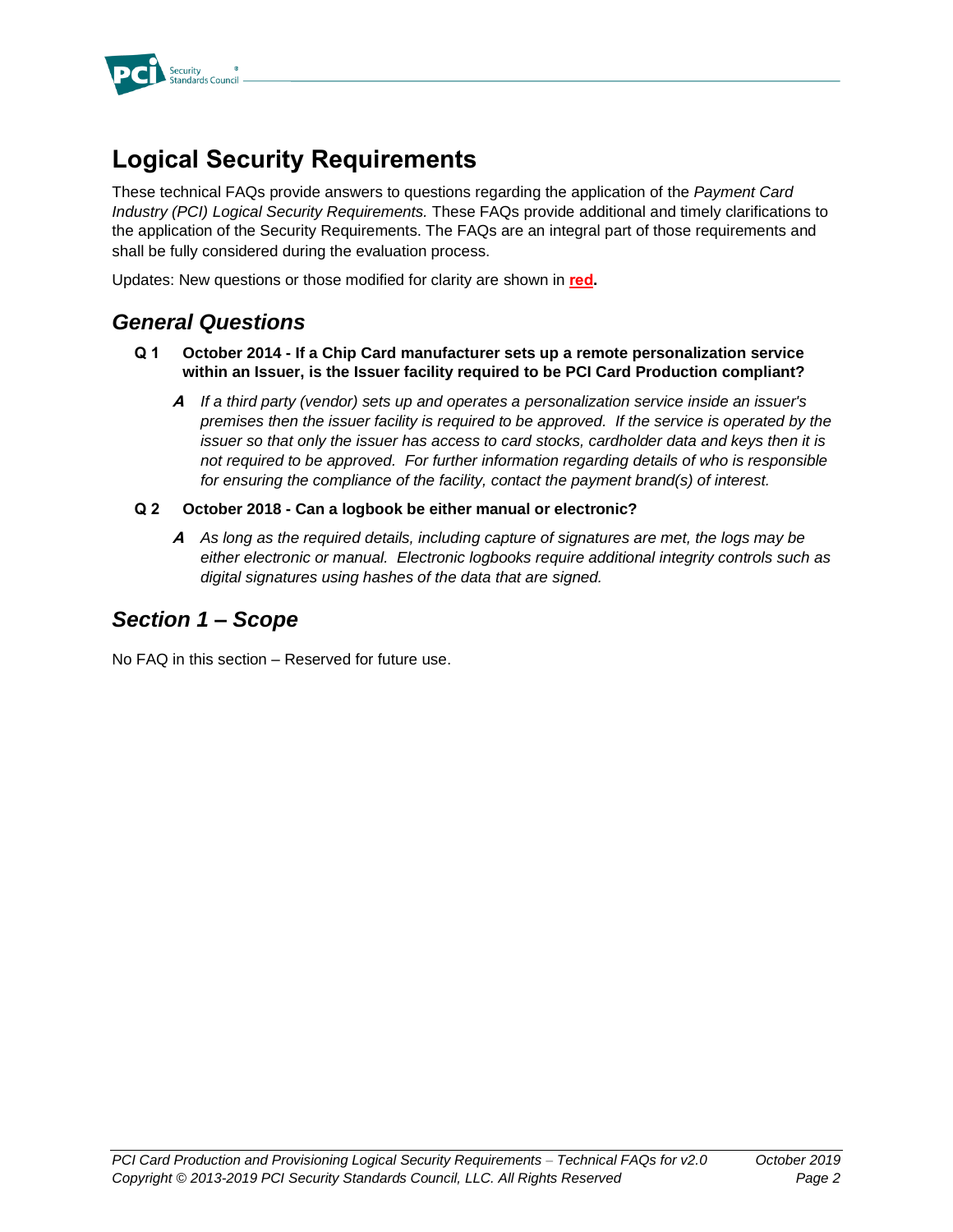# Logical Security Requirements

These technical FAQs provide answers to questions regarding the application of the *Payment Card Industry (PCI) Logical Security Requirements.* These FAQs provide additional and timely clarifications to the application of the Security Requirements. The FAQs are an integral part of those requirements and shall be fully considered during the evaluation process.

Updates: New questions or those modified for clarity are shown in **red**.

## *General Questions*

**Q 1 October 2014 - If a Chip Card manufacturer sets up a remote personalization service within an Issuer, is the Issuer facility required to be PCI Card Production compliant?**

> **A** *If a third party (vendor) sets up and operates a personalization service inside an issuer's premises then the issuer facility is required to be approved. If the service is operated by the issuer so that only the issuer has access to card stocks, cardholder data and keys then it is not required to be approved. For further information regarding details of who is responsible for ensuring the compliance of the facility, contact the payment brand(s) of interest.*

**Q 2 October 2018 - Can a logbook be either manual or electronic?**

> **A** *As long as the required details, including capture of signatures are met, the logs may be either electronic or manual. Electronic logbooks require additional integrity controls such as digital signatures using hashes of the data that are signed.*

## *Section 1 – Scope*

No FAQ in this section – Reserved for future use.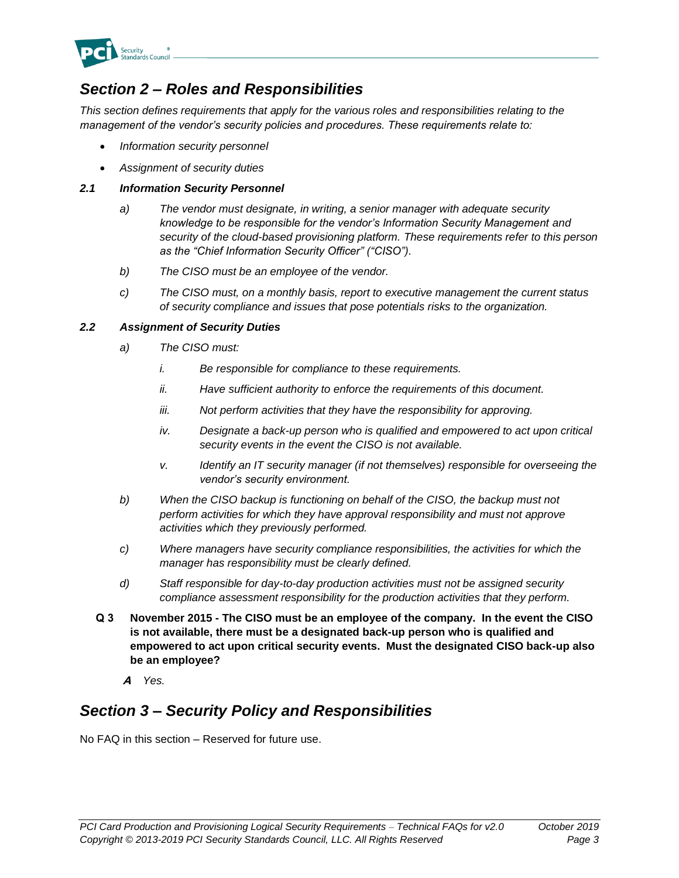## *Section 2 – Roles and Responsibilities*

*This section defines requirements that apply for the various roles and responsibilities relating to the management of the vendor's security policies and procedures. These requirements relate to:*

- *Information security personnel*
- *Assignment of security duties*

### *2.1 Information Security Personnel*

*a) The vendor must designate, in writing, a senior manager with adequate security knowledge to be responsible for the vendor's Information Security Management and security of the cloud-based provisioning platform. These requirements refer to this person as the "Chief Information Security Officer" ("CISO").*

*b) The CISO must be an employee of the vendor.*

*c) The CISO must, on a monthly basis, report to executive management the current status of security compliance and issues that pose potentials risks to the organization.*

### *2.2 Assignment of Security Duties*

*a) The CISO must:*

*i. Be responsible for compliance to these requirements.*

*ii. Have sufficient authority to enforce the requirements of this document.*

*iii. Not perform activities that they have the responsibility for approving.*

*iv. Designate a back-up person who is qualified and empowered to act upon critical security events in the event the CISO is not available.*

*v. Identify an IT security manager (if not themselves) responsible for overseeing the vendor's security environment.*

*b) When the CISO backup is functioning on behalf of the CISO, the backup must not perform activities for which they have approval responsibility and must not approve activities which they previously performed.*

*c) Where managers have security compliance responsibilities, the activities for which the manager has responsibility must be clearly defined.*

*d) Staff responsible for day-to-day production activities must not be assigned security compliance assessment responsibility for the production activities that they perform.*

**Q 3 November 2015 - The CISO must be an employee of the company. In the event the CISO is not available, there must be a designated back-up person who is qualified and empowered to act upon critical security events. Must the designated CISO back-up also be an employee?**

***A*** *Yes.*

## *Section 3 – Security Policy and Responsibilities*

No FAQ in this section – Reserved for future use.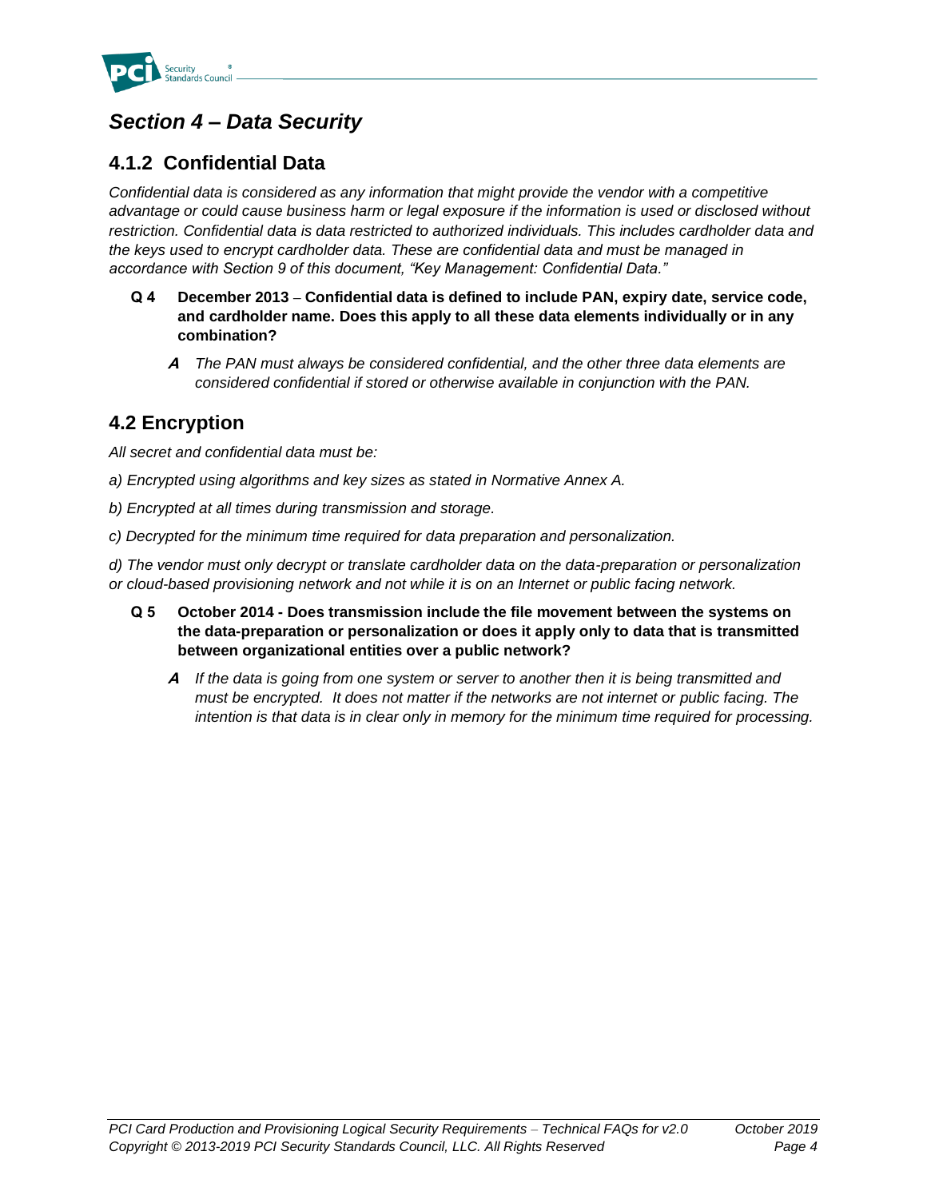## *Section 4 – Data Security*

### 4.1.2 Confidential Data

*Confidential data is considered as any information that might provide the vendor with a competitive advantage or could cause business harm or legal exposure if the information is used or disclosed without restriction. Confidential data is data restricted to authorized individuals. This includes cardholder data and the keys used to encrypt cardholder data. These are confidential data and must be managed in accordance with Section 9 of this document, "Key Management: Confidential Data."*

**Q 4 December 2013 – Confidential data is defined to include PAN, expiry date, service code, and cardholder name. Does this apply to all these data elements individually or in any combination?**

> ***A*** *The PAN must always be considered confidential, and the other three data elements are considered confidential if stored or otherwise available in conjunction with the PAN.*

### 4.2 Encryption

*All secret and confidential data must be:*

*a) Encrypted using algorithms and key sizes as stated in Normative Annex A.*

*b) Encrypted at all times during transmission and storage.*

*c) Decrypted for the minimum time required for data preparation and personalization.*

*d) The vendor must only decrypt or translate cardholder data on the data-preparation or personalization or cloud-based provisioning network and not while it is on an Internet or public facing network.*

**Q 5 October 2014 - Does transmission include the file movement between the systems on the data-preparation or personalization or does it apply only to data that is transmitted between organizational entities over a public network?**

> ***A*** *If the data is going from one system or server to another then it is being transmitted and must be encrypted. It does not matter if the networks are not internet or public facing. The intention is that data is in clear only in memory for the minimum time required for processing.*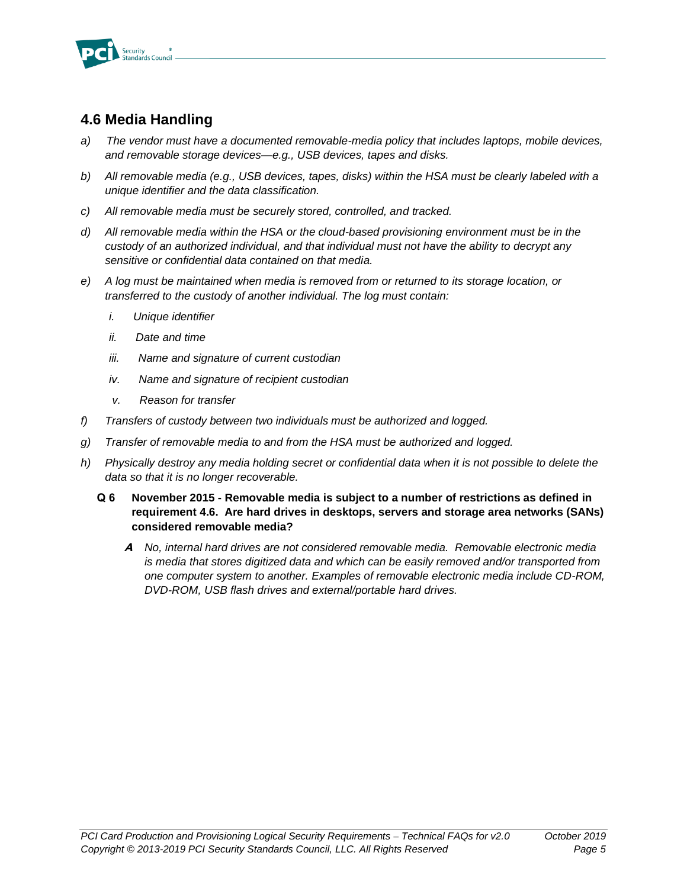## 4.6 Media Handling

a) *The vendor must have a documented removable-media policy that includes laptops, mobile devices, and removable storage devices—e.g., USB devices, tapes and disks.*

b) *All removable media (e.g., USB devices, tapes, disks) within the HSA must be clearly labeled with a unique identifier and the data classification.*

c) *All removable media must be securely stored, controlled, and tracked.*

d) *All removable media within the HSA or the cloud-based provisioning environment must be in the custody of an authorized individual, and that individual must not have the ability to decrypt any sensitive or confidential data contained on that media.*

e) *A log must be maintained when media is removed from or returned to its storage location, or transferred to the custody of another individual. The log must contain:*

   i. *Unique identifier*

   ii. *Date and time*

   iii. *Name and signature of current custodian*

   iv. *Name and signature of recipient custodian*

   v. *Reason for transfer*

f) *Transfers of custody between two individuals must be authorized and logged.*

g) *Transfer of removable media to and from the HSA must be authorized and logged.*

h) *Physically destroy any media holding secret or confidential data when it is not possible to delete the data so that it is no longer recoverable.*

**Q 6 November 2015 - Removable media is subject to a number of restrictions as defined in requirement 4.6. Are hard drives in desktops, servers and storage area networks (SANs) considered removable media?**

***A*** *No, internal hard drives are not considered removable media. Removable electronic media is media that stores digitized data and which can be easily removed and/or transported from one computer system to another. Examples of removable electronic media include CD-ROM, DVD-ROM, USB flash drives and external/portable hard drives.*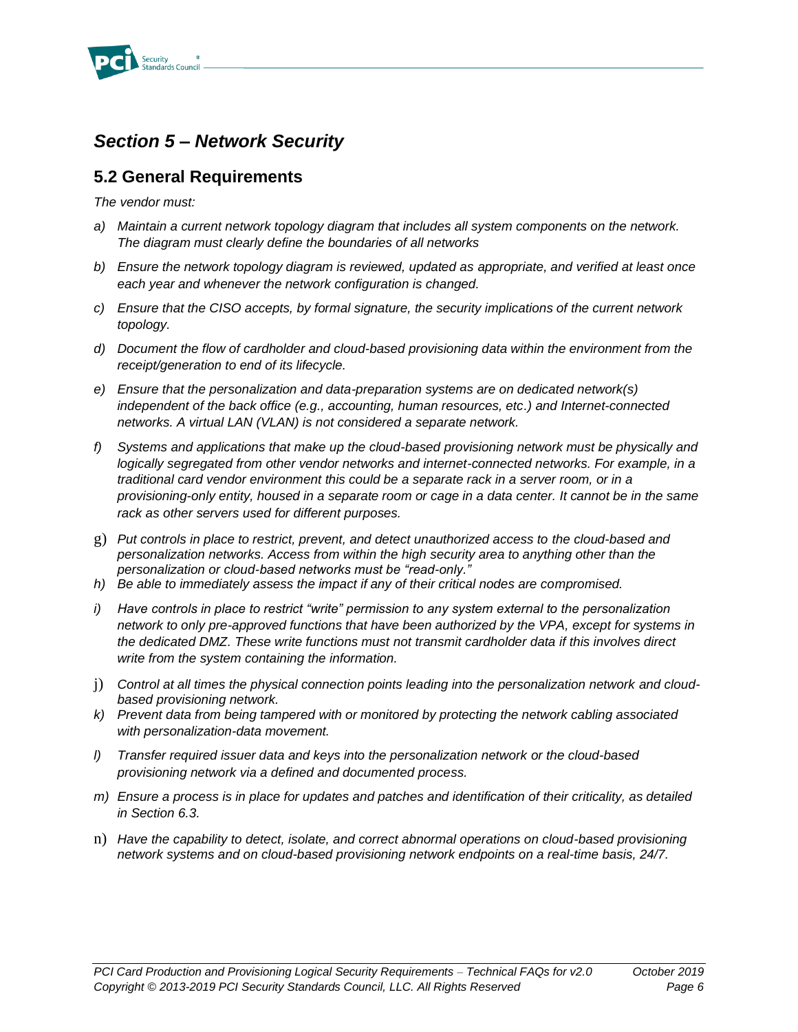## *Section 5 – Network Security*

### 5.2 General Requirements

*The vendor must:*

a) *Maintain a current network topology diagram that includes all system components on the network. The diagram must clearly define the boundaries of all networks*

b) *Ensure the network topology diagram is reviewed, updated as appropriate, and verified at least once each year and whenever the network configuration is changed.*

c) *Ensure that the CISO accepts, by formal signature, the security implications of the current network topology.*

d) *Document the flow of cardholder and cloud-based provisioning data within the environment from the receipt/generation to end of its lifecycle.*

e) *Ensure that the personalization and data-preparation systems are on dedicated network(s) independent of the back office (e.g., accounting, human resources, etc.) and Internet-connected networks. A virtual LAN (VLAN) is not considered a separate network.*

f) *Systems and applications that make up the cloud-based provisioning network must be physically and logically segregated from other vendor networks and internet-connected networks. For example, in a traditional card vendor environment this could be a separate rack in a server room, or in a provisioning-only entity, housed in a separate room or cage in a data center. It cannot be in the same rack as other servers used for different purposes.*

g) *Put controls in place to restrict, prevent, and detect unauthorized access to the cloud-based and personalization networks. Access from within the high security area to anything other than the personalization or cloud-based networks must be "read-only."*

h) *Be able to immediately assess the impact if any of their critical nodes are compromised.*

i) *Have controls in place to restrict "write" permission to any system external to the personalization network to only pre-approved functions that have been authorized by the VPA, except for systems in the dedicated DMZ. These write functions must not transmit cardholder data if this involves direct write from the system containing the information.*

j) *Control at all times the physical connection points leading into the personalization network and cloud-based provisioning network.*

k) *Prevent data from being tampered with or monitored by protecting the network cabling associated with personalization-data movement.*

l) *Transfer required issuer data and keys into the personalization network or the cloud-based provisioning network via a defined and documented process.*

m) *Ensure a process is in place for updates and patches and identification of their criticality, as detailed in Section 6.3.*

n) *Have the capability to detect, isolate, and correct abnormal operations on cloud-based provisioning network systems and on cloud-based provisioning network endpoints on a real-time basis, 24/7.*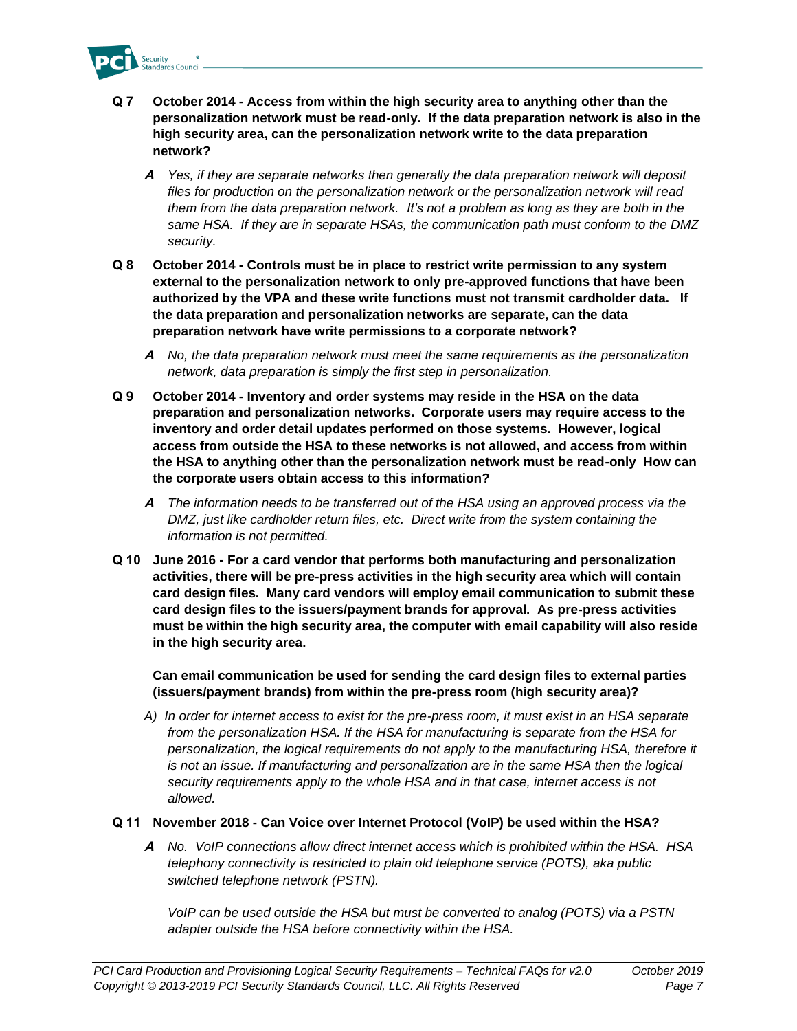**Q 7 October 2014 - Access from within the high security area to anything other than the personalization network must be read-only. If the data preparation network is also in the high security area, can the personalization network write to the data preparation network?**

> ***A*** *Yes, if they are separate networks then generally the data preparation network will deposit files for production on the personalization network or the personalization network will read them from the data preparation network. It's not a problem as long as they are both in the same HSA. If they are in separate HSAs, the communication path must conform to the DMZ security.*

**Q 8 October 2014 - Controls must be in place to restrict write permission to any system external to the personalization network to only pre-approved functions that have been authorized by the VPA and these write functions must not transmit cardholder data. If the data preparation and personalization networks are separate, can the data preparation network have write permissions to a corporate network?**

> ***A*** *No, the data preparation network must meet the same requirements as the personalization network, data preparation is simply the first step in personalization.*

**Q 9 October 2014 - Inventory and order systems may reside in the HSA on the data preparation and personalization networks. Corporate users may require access to the inventory and order detail updates performed on those systems. However, logical access from outside the HSA to these networks is not allowed, and access from within the HSA to anything other than the personalization network must be read-only How can the corporate users obtain access to this information?**

> ***A*** *The information needs to be transferred out of the HSA using an approved process via the DMZ, just like cardholder return files, etc. Direct write from the system containing the information is not permitted.*

**Q 10 June 2016 - For a card vendor that performs both manufacturing and personalization activities, there will be pre-press activities in the high security area which will contain card design files. Many card vendors will employ email communication to submit these card design files to the issuers/payment brands for approval. As pre-press activities must be within the high security area, the computer with email capability will also reside in the high security area.**

**Can email communication be used for sending the card design files to external parties (issuers/payment brands) from within the pre-press room (high security area)?**

> *A) In order for internet access to exist for the pre-press room, it must exist in an HSA separate from the personalization HSA. If the HSA for manufacturing is separate from the HSA for personalization, the logical requirements do not apply to the manufacturing HSA, therefore it is not an issue. If manufacturing and personalization are in the same HSA then the logical security requirements apply to the whole HSA and in that case, internet access is not allowed.*

**Q 11 November 2018 - Can Voice over Internet Protocol (VoIP) be used within the HSA?**

> ***A*** *No. VoIP connections allow direct internet access which is prohibited within the HSA. HSA telephony connectivity is restricted to plain old telephone service (POTS), aka public switched telephone network (PSTN).*
>
> *VoIP can be used outside the HSA but must be converted to analog (POTS) via a PSTN adapter outside the HSA before connectivity within the HSA.*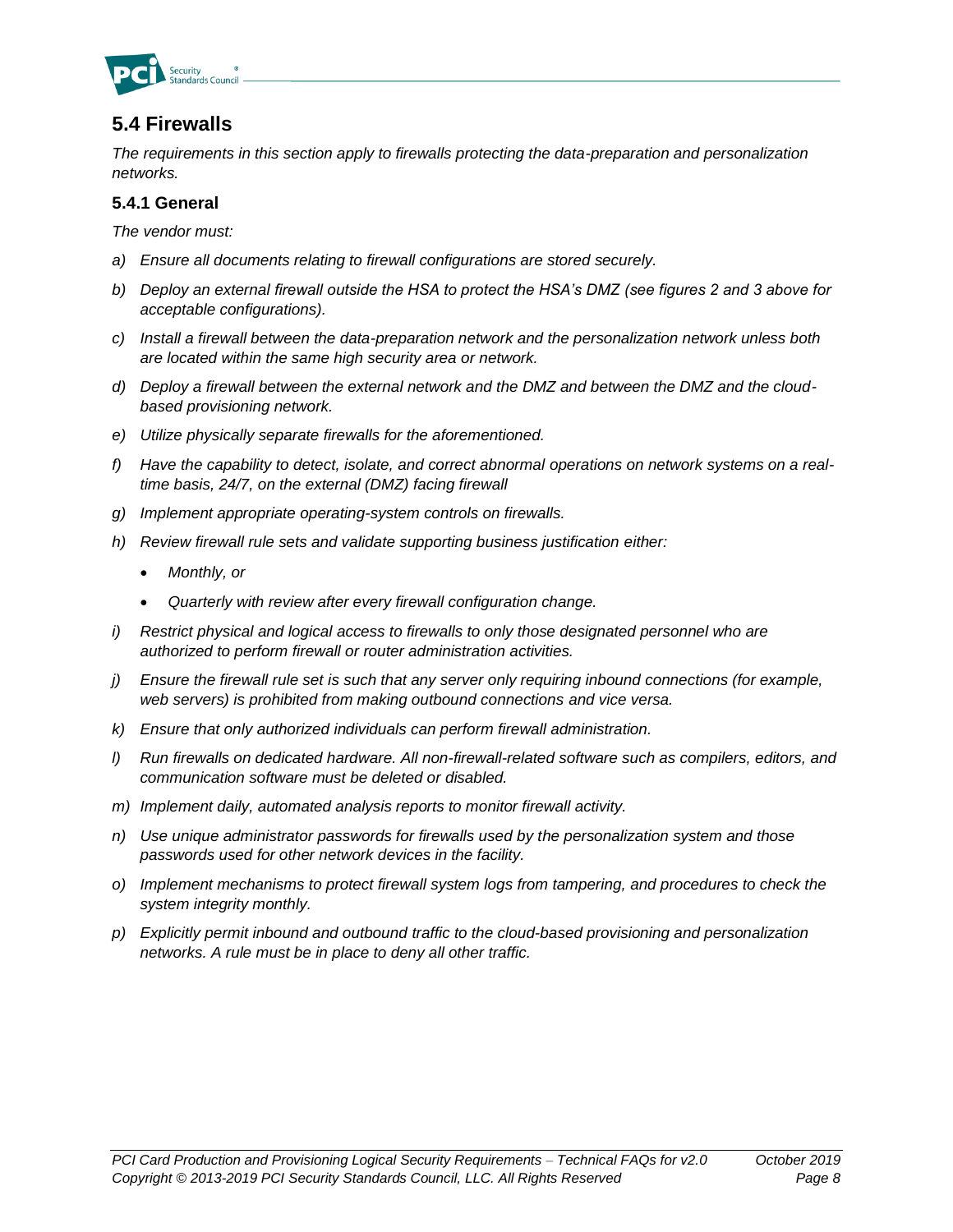## 5.4 Firewalls

*The requirements in this section apply to firewalls protecting the data-preparation and personalization networks.*

### 5.4.1 General

*The vendor must:*

- *a) Ensure all documents relating to firewall configurations are stored securely.*
- *b) Deploy an external firewall outside the HSA to protect the HSA's DMZ (see figures 2 and 3 above for acceptable configurations).*
- *c) Install a firewall between the data-preparation network and the personalization network unless both are located within the same high security area or network.*
- *d) Deploy a firewall between the external network and the DMZ and between the DMZ and the cloud-based provisioning network.*
- *e) Utilize physically separate firewalls for the aforementioned.*
- *f) Have the capability to detect, isolate, and correct abnormal operations on network systems on a real-time basis, 24/7, on the external (DMZ) facing firewall*
- *g) Implement appropriate operating-system controls on firewalls.*
- *h) Review firewall rule sets and validate supporting business justification either:*
  - *Monthly, or*
  - *Quarterly with review after every firewall configuration change.*
- *i) Restrict physical and logical access to firewalls to only those designated personnel who are authorized to perform firewall or router administration activities.*
- *j) Ensure the firewall rule set is such that any server only requiring inbound connections (for example, web servers) is prohibited from making outbound connections and vice versa.*
- *k) Ensure that only authorized individuals can perform firewall administration.*
- *l) Run firewalls on dedicated hardware. All non-firewall-related software such as compilers, editors, and communication software must be deleted or disabled.*
- *m) Implement daily, automated analysis reports to monitor firewall activity.*
- *n) Use unique administrator passwords for firewalls used by the personalization system and those passwords used for other network devices in the facility.*
- *o) Implement mechanisms to protect firewall system logs from tampering, and procedures to check the system integrity monthly.*
- *p) Explicitly permit inbound and outbound traffic to the cloud-based provisioning and personalization networks. A rule must be in place to deny all other traffic.*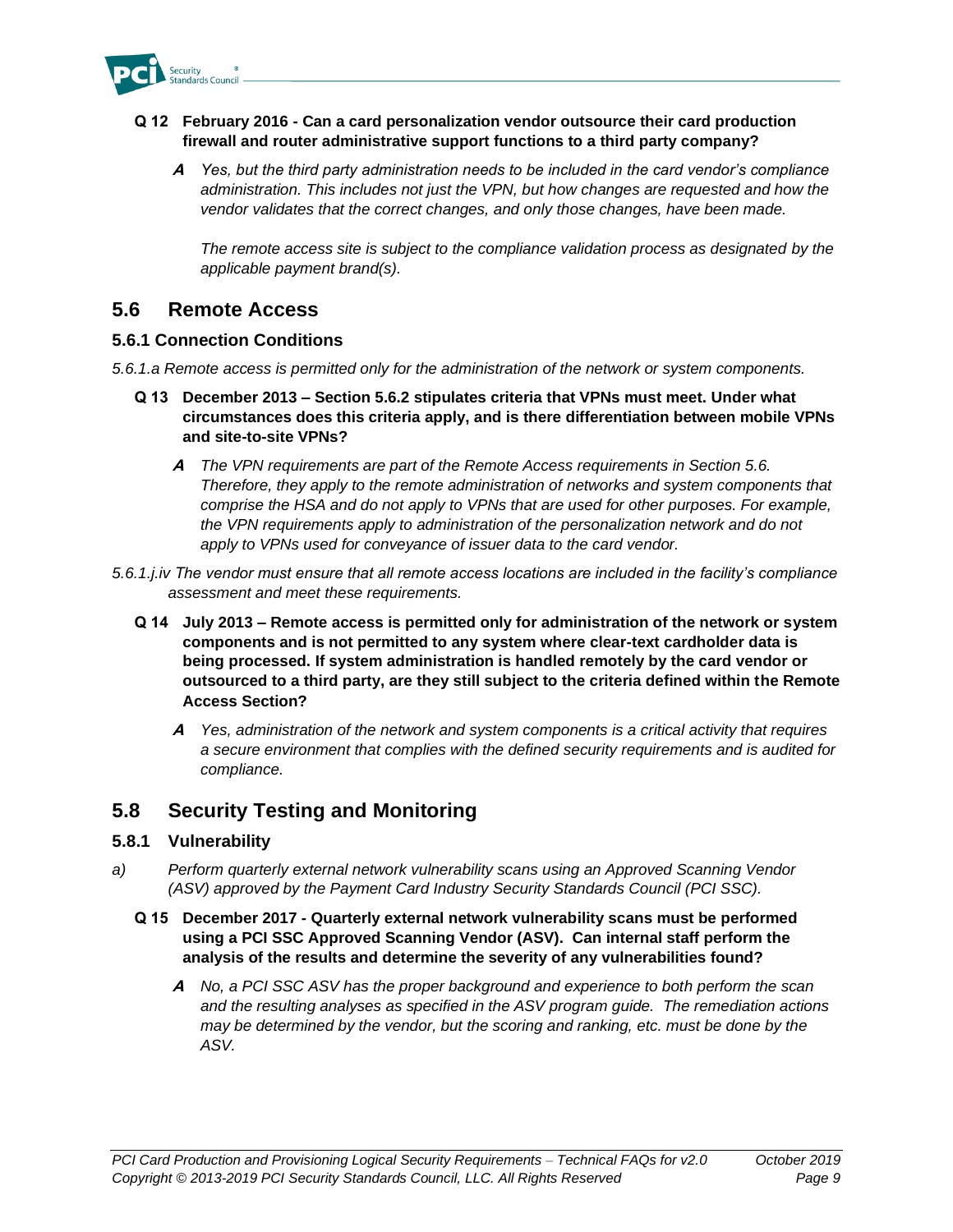**Q 12 February 2016 - Can a card personalization vendor outsource their card production firewall and router administrative support functions to a third party company?**

> ***A*** *Yes, but the third party administration needs to be included in the card vendor's compliance administration. This includes not just the VPN, but how changes are requested and how the vendor validates that the correct changes, and only those changes, have been made.*
>
> *The remote access site is subject to the compliance validation process as designated by the applicable payment brand(s).*

## 5.6 Remote Access

### 5.6.1 Connection Conditions

*5.6.1.a Remote access is permitted only for the administration of the network or system components.*

**Q 13 December 2013 – Section 5.6.2 stipulates criteria that VPNs must meet. Under what circumstances does this criteria apply, and is there differentiation between mobile VPNs and site-to-site VPNs?**

> ***A*** *The VPN requirements are part of the Remote Access requirements in Section 5.6. Therefore, they apply to the remote administration of networks and system components that comprise the HSA and do not apply to VPNs that are used for other purposes. For example, the VPN requirements apply to administration of the personalization network and do not apply to VPNs used for conveyance of issuer data to the card vendor.*

*5.6.1.j.iv The vendor must ensure that all remote access locations are included in the facility's compliance assessment and meet these requirements.*

**Q 14 July 2013 – Remote access is permitted only for administration of the network or system components and is not permitted to any system where clear-text cardholder data is being processed. If system administration is handled remotely by the card vendor or outsourced to a third party, are they still subject to the criteria defined within the Remote Access Section?**

> ***A*** *Yes, administration of the network and system components is a critical activity that requires a secure environment that complies with the defined security requirements and is audited for compliance.*

## 5.8 Security Testing and Monitoring

### 5.8.1 Vulnerability

a) *Perform quarterly external network vulnerability scans using an Approved Scanning Vendor (ASV) approved by the Payment Card Industry Security Standards Council (PCI SSC).*

**Q 15 December 2017 - Quarterly external network vulnerability scans must be performed using a PCI SSC Approved Scanning Vendor (ASV). Can internal staff perform the analysis of the results and determine the severity of any vulnerabilities found?**

> ***A*** *No, a PCI SSC ASV has the proper background and experience to both perform the scan and the resulting analyses as specified in the ASV program guide. The remediation actions may be determined by the vendor, but the scoring and ranking, etc. must be done by the ASV.*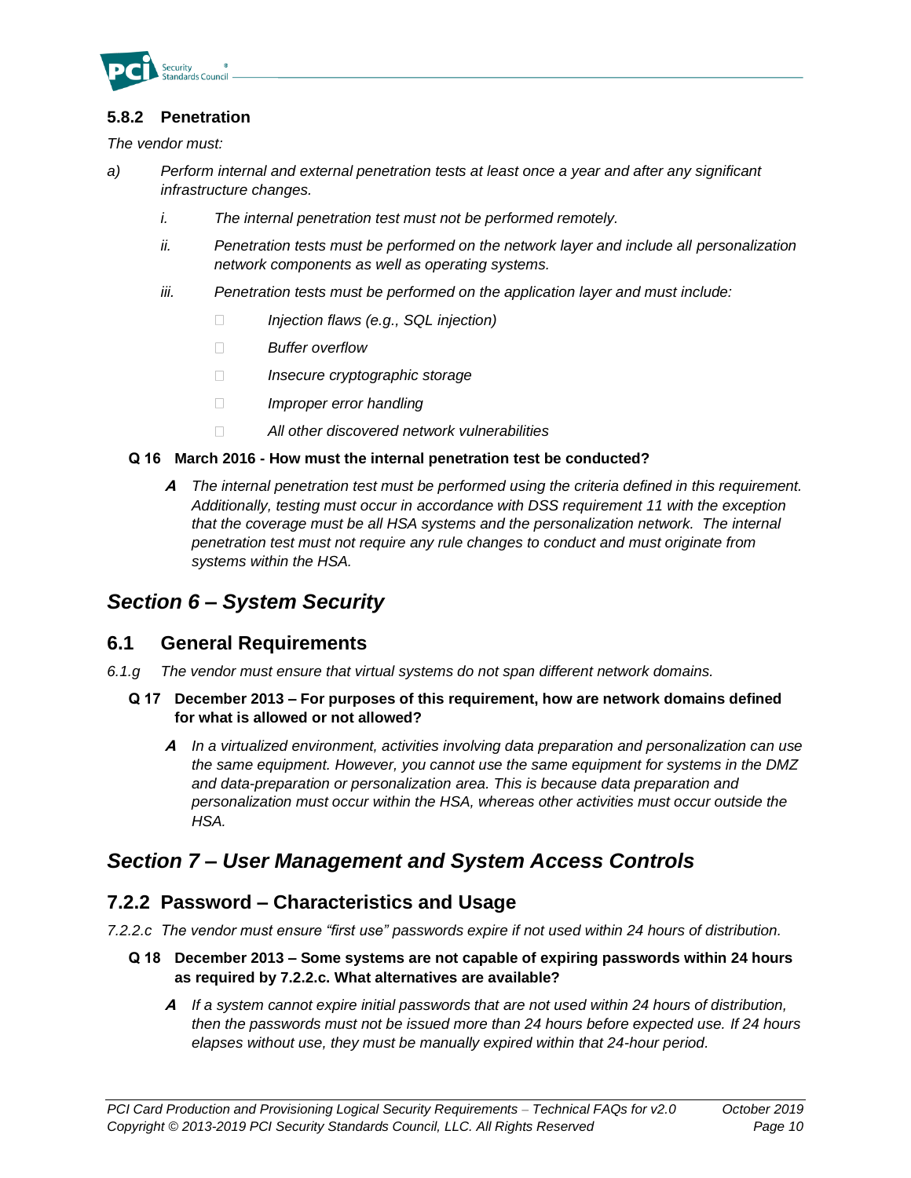### 5.8.2 Penetration

*The vendor must:*

*a)* *Perform internal and external penetration tests at least once a year and after any significant infrastructure changes.*

*i.* *The internal penetration test must not be performed remotely.*

*ii.* *Penetration tests must be performed on the network layer and include all personalization network components as well as operating systems.*

*iii.* *Penetration tests must be performed on the application layer and must include:*

- *Injection flaws (e.g., SQL injection)*
- *Buffer overflow*
- *Insecure cryptographic storage*
- *Improper error handling*
- *All other discovered network vulnerabilities*

**Q 16 March 2016 - How must the internal penetration test be conducted?**

***A*** *The internal penetration test must be performed using the criteria defined in this requirement. Additionally, testing must occur in accordance with DSS requirement 11 with the exception that the coverage must be all HSA systems and the personalization network. The internal penetration test must not require any rule changes to conduct and must originate from systems within the HSA.*

## *Section 6 – System Security*

## 6.1 General Requirements

*6.1.g The vendor must ensure that virtual systems do not span different network domains.*

**Q 17 December 2013 – For purposes of this requirement, how are network domains defined for what is allowed or not allowed?**

***A*** *In a virtualized environment, activities involving data preparation and personalization can use the same equipment. However, you cannot use the same equipment for systems in the DMZ and data-preparation or personalization area. This is because data preparation and personalization must occur within the HSA, whereas other activities must occur outside the HSA.*

## *Section 7 – User Management and System Access Controls*

## 7.2.2 Password – Characteristics and Usage

*7.2.2.c The vendor must ensure "first use" passwords expire if not used within 24 hours of distribution.*

**Q 18 December 2013 – Some systems are not capable of expiring passwords within 24 hours as required by 7.2.2.c. What alternatives are available?**

***A*** *If a system cannot expire initial passwords that are not used within 24 hours of distribution, then the passwords must not be issued more than 24 hours before expected use. If 24 hours elapses without use, they must be manually expired within that 24-hour period.*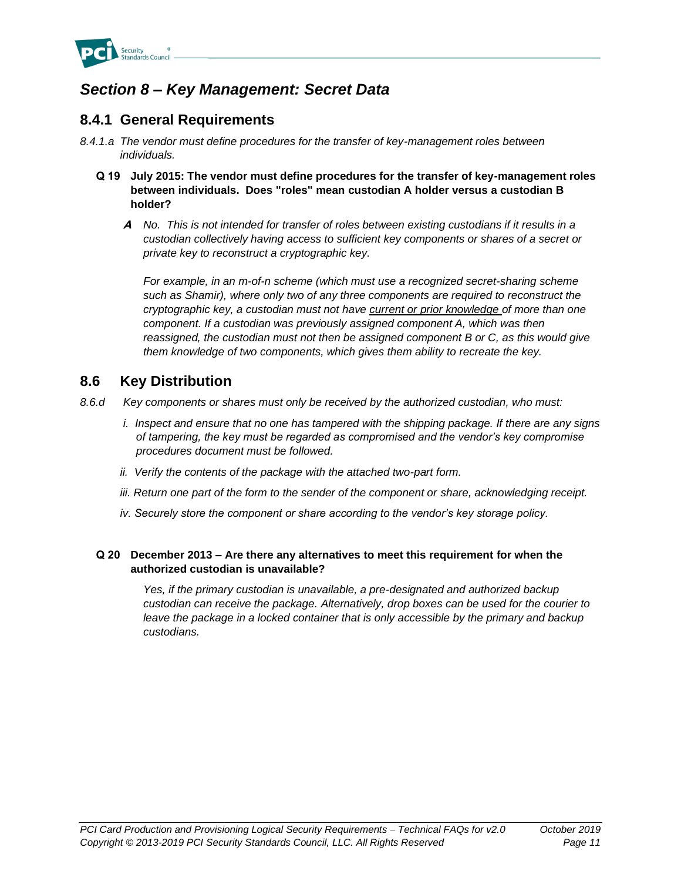## *Section 8 – Key Management: Secret Data*

### 8.4.1 General Requirements

*8.4.1.a The vendor must define procedures for the transfer of key-management roles between individuals.*

**Q 19 July 2015: The vendor must define procedures for the transfer of key-management roles between individuals. Does "roles" mean custodian A holder versus a custodian B holder?**

***A*** *No. This is not intended for transfer of roles between existing custodians if it results in a custodian collectively having access to sufficient key components or shares of a secret or private key to reconstruct a cryptographic key.*

*For example, in an m-of-n scheme (which must use a recognized secret-sharing scheme such as Shamir), where only two of any three components are required to reconstruct the cryptographic key, a custodian must not have current or prior knowledge of more than one component. If a custodian was previously assigned component A, which was then reassigned, the custodian must not then be assigned component B or C, as this would give them knowledge of two components, which gives them ability to recreate the key.*

### 8.6 Key Distribution

*8.6.d Key components or shares must only be received by the authorized custodian, who must:*

*i. Inspect and ensure that no one has tampered with the shipping package. If there are any signs of tampering, the key must be regarded as compromised and the vendor's key compromise procedures document must be followed.*

*ii. Verify the contents of the package with the attached two-part form.*

*iii. Return one part of the form to the sender of the component or share, acknowledging receipt.*

*iv. Securely store the component or share according to the vendor's key storage policy.*

**Q 20 December 2013 – Are there any alternatives to meet this requirement for when the authorized custodian is unavailable?**

*Yes, if the primary custodian is unavailable, a pre-designated and authorized backup custodian can receive the package. Alternatively, drop boxes can be used for the courier to leave the package in a locked container that is only accessible by the primary and backup custodians.*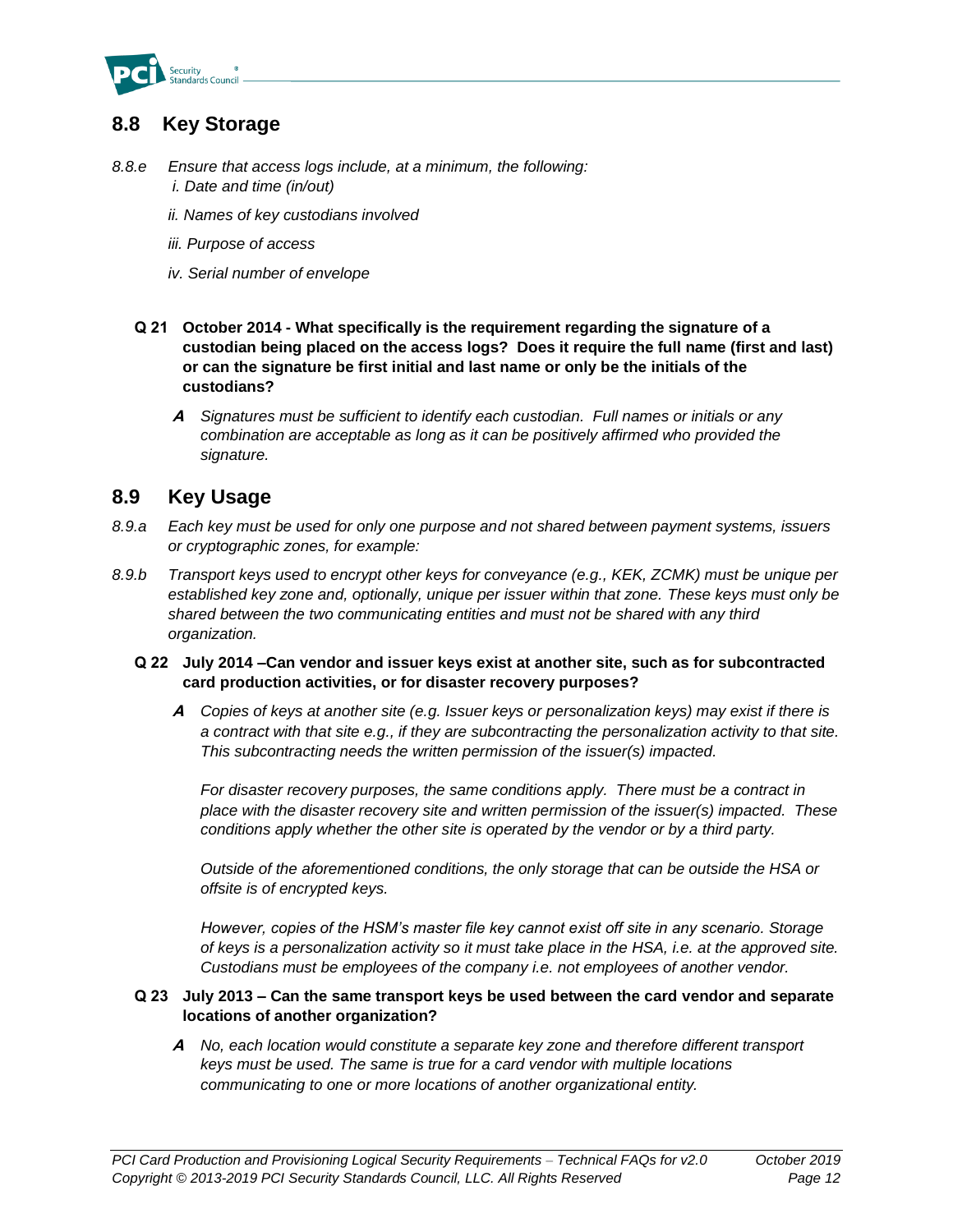## 8.8 Key Storage

*8.8.e* *Ensure that access logs include, at a minimum, the following:*

*i. Date and time (in/out)*

*ii. Names of key custodians involved*

*iii. Purpose of access*

*iv. Serial number of envelope*

**Q 21 October 2014 - What specifically is the requirement regarding the signature of a custodian being placed on the access logs? Does it require the full name (first and last) or can the signature be first initial and last name or only be the initials of the custodians?**

***A*** *Signatures must be sufficient to identify each custodian. Full names or initials or any combination are acceptable as long as it can be positively affirmed who provided the signature.*

## 8.9 Key Usage

*8.9.a* *Each key must be used for only one purpose and not shared between payment systems, issuers or cryptographic zones, for example:*

*8.9.b* *Transport keys used to encrypt other keys for conveyance (e.g., KEK, ZCMK) must be unique per established key zone and, optionally, unique per issuer within that zone. These keys must only be shared between the two communicating entities and must not be shared with any third organization.*

**Q 22 July 2014 –Can vendor and issuer keys exist at another site, such as for subcontracted card production activities, or for disaster recovery purposes?**

***A*** *Copies of keys at another site (e.g. Issuer keys or personalization keys) may exist if there is a contract with that site e.g., if they are subcontracting the personalization activity to that site. This subcontracting needs the written permission of the issuer(s) impacted.*

*For disaster recovery purposes, the same conditions apply. There must be a contract in place with the disaster recovery site and written permission of the issuer(s) impacted. These conditions apply whether the other site is operated by the vendor or by a third party.*

*Outside of the aforementioned conditions, the only storage that can be outside the HSA or offsite is of encrypted keys.*

*However, copies of the HSM's master file key cannot exist off site in any scenario. Storage of keys is a personalization activity so it must take place in the HSA, i.e. at the approved site. Custodians must be employees of the company i.e. not employees of another vendor.*

**Q 23 July 2013 – Can the same transport keys be used between the card vendor and separate locations of another organization?**

***A*** *No, each location would constitute a separate key zone and therefore different transport keys must be used. The same is true for a card vendor with multiple locations communicating to one or more locations of another organizational entity.*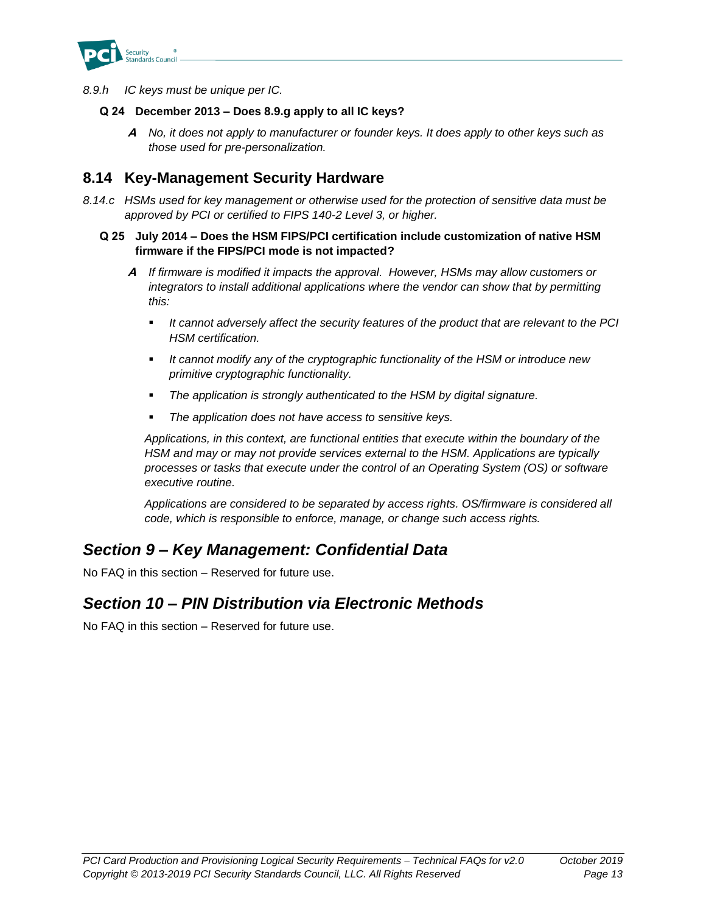*8.9.h IC keys must be unique per IC.*

**Q 24 December 2013 – Does 8.9.g apply to all IC keys?**

> **A** *No, it does not apply to manufacturer or founder keys. It does apply to other keys such as those used for pre-personalization.*

## 8.14 Key-Management Security Hardware

*8.14.c HSMs used for key management or otherwise used for the protection of sensitive data must be approved by PCI or certified to FIPS 140-2 Level 3, or higher.*

**Q 25 July 2014 – Does the HSM FIPS/PCI certification include customization of native HSM firmware if the FIPS/PCI mode is not impacted?**

> **A** *If firmware is modified it impacts the approval. However, HSMs may allow customers or integrators to install additional applications where the vendor can show that by permitting this:*
>
> - *It cannot adversely affect the security features of the product that are relevant to the PCI HSM certification.*
> - *It cannot modify any of the cryptographic functionality of the HSM or introduce new primitive cryptographic functionality.*
> - *The application is strongly authenticated to the HSM by digital signature.*
> - *The application does not have access to sensitive keys.*
>
> *Applications, in this context, are functional entities that execute within the boundary of the HSM and may or may not provide services external to the HSM. Applications are typically processes or tasks that execute under the control of an Operating System (OS) or software executive routine.*
>
> *Applications are considered to be separated by access rights. OS/firmware is considered all code, which is responsible to enforce, manage, or change such access rights.*

# *Section 9 – Key Management: Confidential Data*

No FAQ in this section – Reserved for future use.

# *Section 10 – PIN Distribution via Electronic Methods*

No FAQ in this section – Reserved for future use.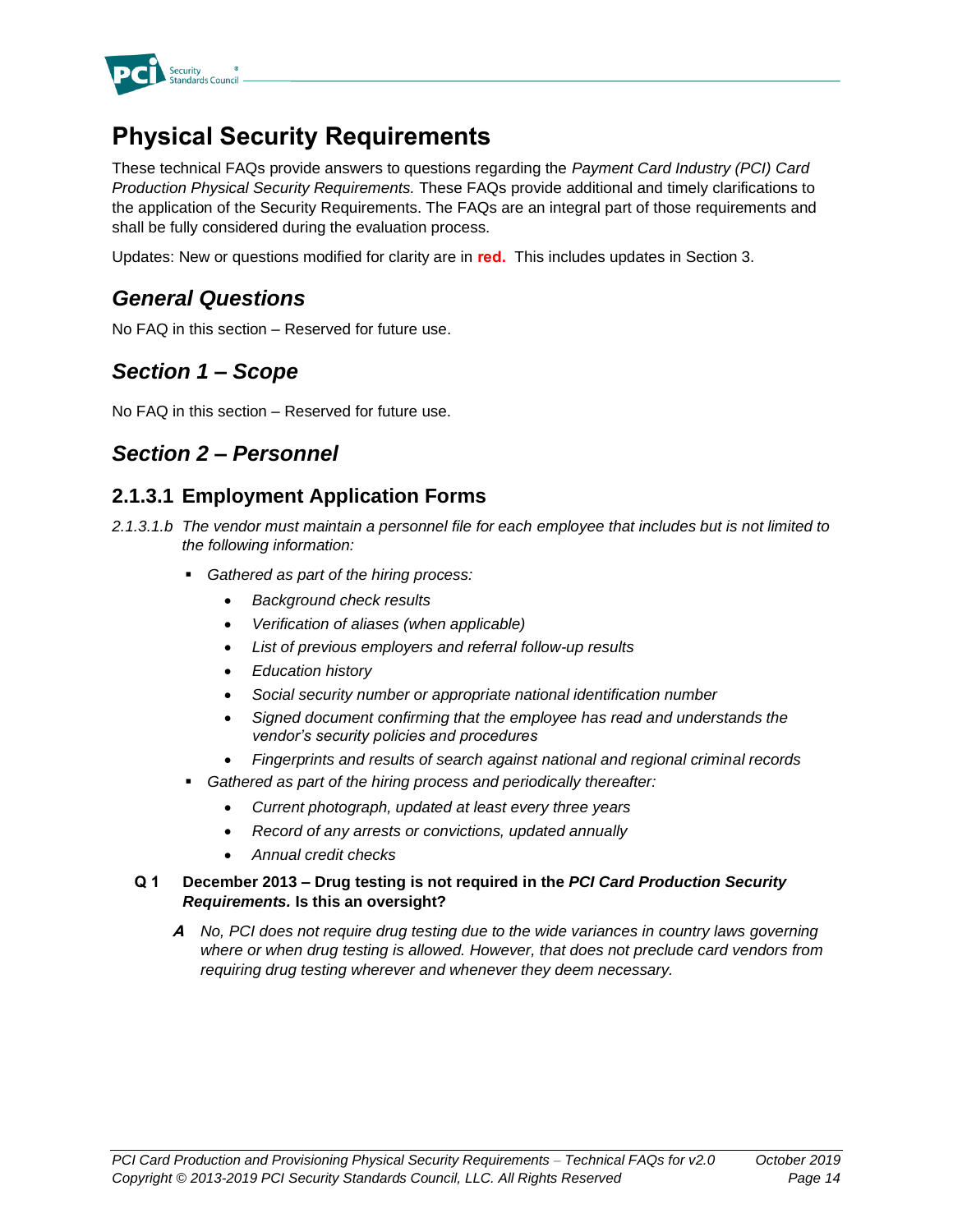# Physical Security Requirements

These technical FAQs provide answers to questions regarding the *Payment Card Industry (PCI) Card Production Physical Security Requirements.* These FAQs provide additional and timely clarifications to the application of the Security Requirements. The FAQs are an integral part of those requirements and shall be fully considered during the evaluation process.

Updates: New or questions modified for clarity are in **red.** This includes updates in Section 3.

## *General Questions*

No FAQ in this section – Reserved for future use.

## *Section 1 – Scope*

No FAQ in this section – Reserved for future use.

## *Section 2 – Personnel*

### 2.1.3.1 Employment Application Forms

*2.1.3.1.b The vendor must maintain a personnel file for each employee that includes but is not limited to the following information:*

- *Gathered as part of the hiring process:*
    - *Background check results*
    - *Verification of aliases (when applicable)*
    - *List of previous employers and referral follow-up results*
    - *Education history*
    - *Social security number or appropriate national identification number*
    - *Signed document confirming that the employee has read and understands the vendor's security policies and procedures*
    - *Fingerprints and results of search against national and regional criminal records*
- *Gathered as part of the hiring process and periodically thereafter:*
    - *Current photograph, updated at least every three years*
    - *Record of any arrests or convictions, updated annually*
    - *Annual credit checks*

**Q 1 December 2013 – Drug testing is not required in the *PCI Card Production Security Requirements.* Is this an oversight?**

***A*** *No, PCI does not require drug testing due to the wide variances in country laws governing where or when drug testing is allowed. However, that does not preclude card vendors from requiring drug testing wherever and whenever they deem necessary.*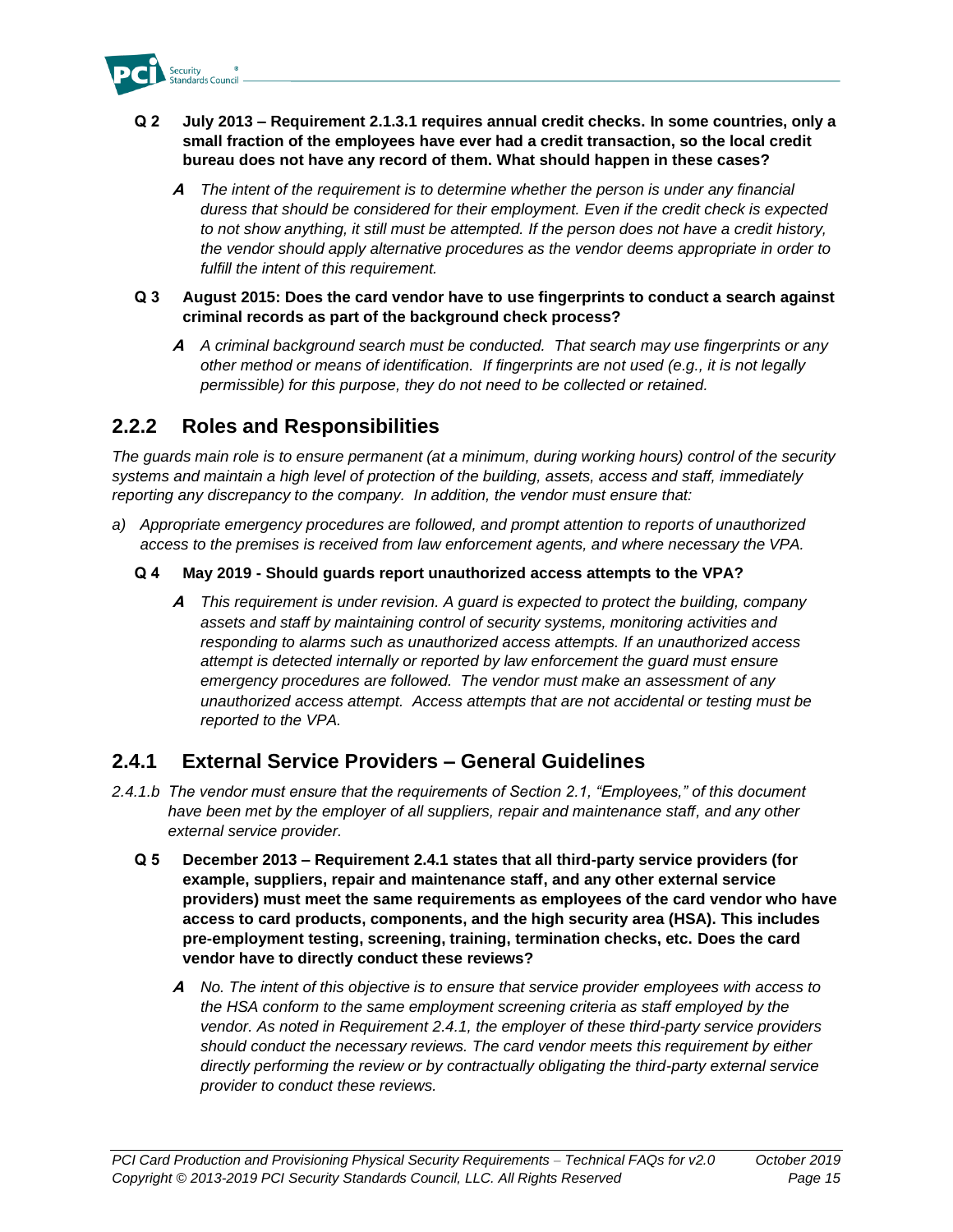**Q 2 July 2013 – Requirement 2.1.3.1 requires annual credit checks. In some countries, only a small fraction of the employees have ever had a credit transaction, so the local credit bureau does not have any record of them. What should happen in these cases?**

***A*** *The intent of the requirement is to determine whether the person is under any financial duress that should be considered for their employment. Even if the credit check is expected to not show anything, it still must be attempted. If the person does not have a credit history, the vendor should apply alternative procedures as the vendor deems appropriate in order to fulfill the intent of this requirement.*

**Q 3 August 2015: Does the card vendor have to use fingerprints to conduct a search against criminal records as part of the background check process?**

***A*** *A criminal background search must be conducted. That search may use fingerprints or any other method or means of identification. If fingerprints are not used (e.g., it is not legally permissible) for this purpose, they do not need to be collected or retained.*

## 2.2.2 Roles and Responsibilities

*The guards main role is to ensure permanent (at a minimum, during working hours) control of the security systems and maintain a high level of protection of the building, assets, access and staff, immediately reporting any discrepancy to the company. In addition, the vendor must ensure that:*

*a) Appropriate emergency procedures are followed, and prompt attention to reports of unauthorized access to the premises is received from law enforcement agents, and where necessary the VPA.*

**Q 4 May 2019 - Should guards report unauthorized access attempts to the VPA?**

***A*** *This requirement is under revision. A guard is expected to protect the building, company assets and staff by maintaining control of security systems, monitoring activities and responding to alarms such as unauthorized access attempts. If an unauthorized access attempt is detected internally or reported by law enforcement the guard must ensure emergency procedures are followed. The vendor must make an assessment of any unauthorized access attempt. Access attempts that are not accidental or testing must be reported to the VPA.*

## 2.4.1 External Service Providers – General Guidelines

*2.4.1.b The vendor must ensure that the requirements of Section 2.1, "Employees," of this document have been met by the employer of all suppliers, repair and maintenance staff, and any other external service provider.*

**Q 5 December 2013 – Requirement 2.4.1 states that all third-party service providers (for example, suppliers, repair and maintenance staff, and any other external service providers) must meet the same requirements as employees of the card vendor who have access to card products, components, and the high security area (HSA). This includes pre-employment testing, screening, training, termination checks, etc. Does the card vendor have to directly conduct these reviews?**

***A*** *No. The intent of this objective is to ensure that service provider employees with access to the HSA conform to the same employment screening criteria as staff employed by the vendor. As noted in Requirement 2.4.1, the employer of these third-party service providers should conduct the necessary reviews. The card vendor meets this requirement by either directly performing the review or by contractually obligating the third-party external service provider to conduct these reviews.*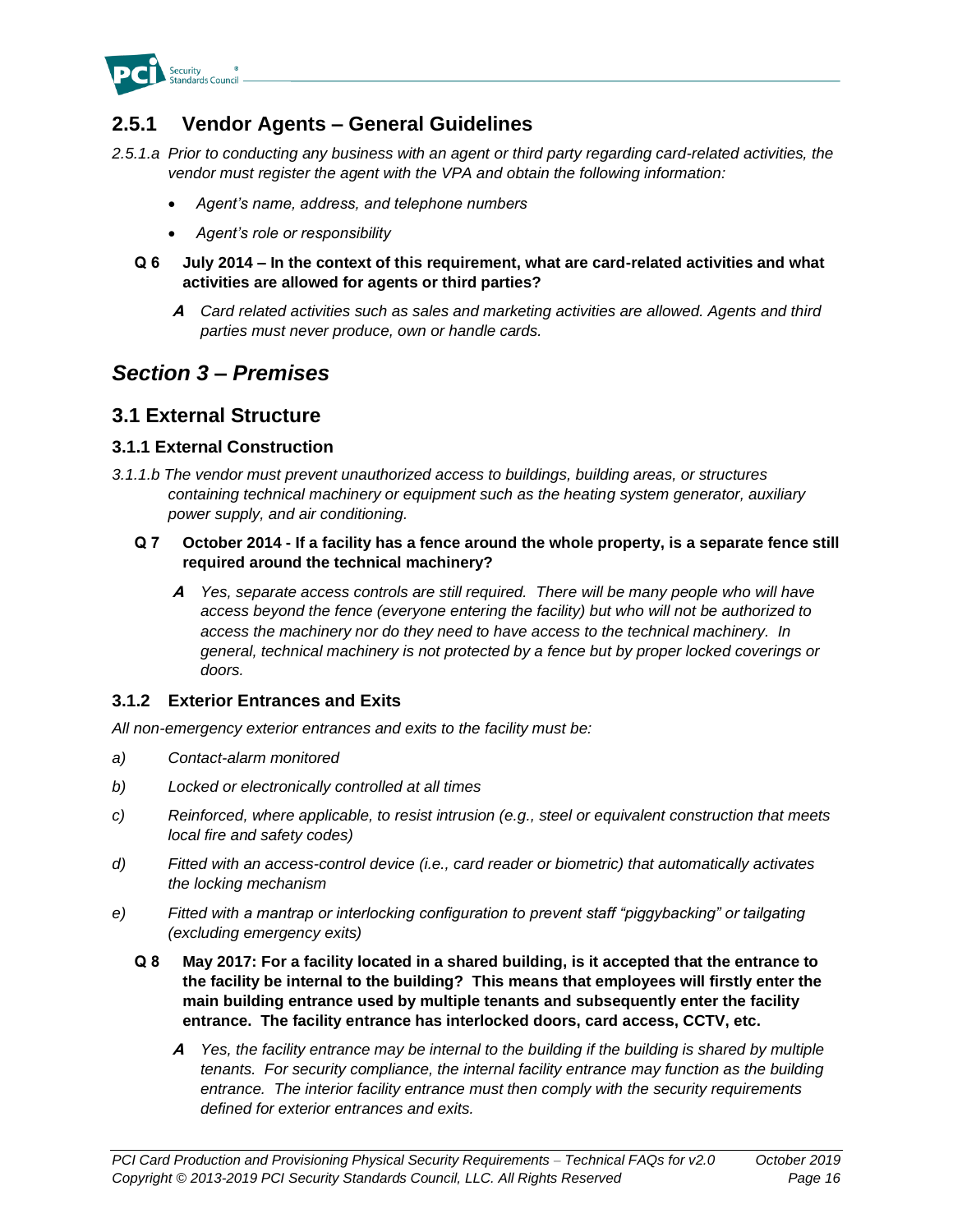## 2.5.1 Vendor Agents – General Guidelines

*2.5.1.a Prior to conducting any business with an agent or third party regarding card-related activities, the vendor must register the agent with the VPA and obtain the following information:*

- *Agent's name, address, and telephone numbers*
- *Agent's role or responsibility*

**Q 6 July 2014 – In the context of this requirement, what are card-related activities and what activities are allowed for agents or third parties?**

> ***A*** *Card related activities such as sales and marketing activities are allowed. Agents and third parties must never produce, own or handle cards.*

# *Section 3 – Premises*

## 3.1 External Structure

### 3.1.1 External Construction

*3.1.1.b The vendor must prevent unauthorized access to buildings, building areas, or structures containing technical machinery or equipment such as the heating system generator, auxiliary power supply, and air conditioning.*

**Q 7 October 2014 - If a facility has a fence around the whole property, is a separate fence still required around the technical machinery?**

> ***A*** *Yes, separate access controls are still required. There will be many people who will have access beyond the fence (everyone entering the facility) but who will not be authorized to access the machinery nor do they need to have access to the technical machinery. In general, technical machinery is not protected by a fence but by proper locked coverings or doors.*

### 3.1.2 Exterior Entrances and Exits

*All non-emergency exterior entrances and exits to the facility must be:*

*a) Contact-alarm monitored*

*b) Locked or electronically controlled at all times*

*c) Reinforced, where applicable, to resist intrusion (e.g., steel or equivalent construction that meets local fire and safety codes)*

*d) Fitted with an access-control device (i.e., card reader or biometric) that automatically activates the locking mechanism*

*e) Fitted with a mantrap or interlocking configuration to prevent staff "piggybacking" or tailgating (excluding emergency exits)*

**Q 8 May 2017: For a facility located in a shared building, is it accepted that the entrance to the facility be internal to the building? This means that employees will firstly enter the main building entrance used by multiple tenants and subsequently enter the facility entrance. The facility entrance has interlocked doors, card access, CCTV, etc.**

> ***A*** *Yes, the facility entrance may be internal to the building if the building is shared by multiple tenants. For security compliance, the internal facility entrance may function as the building entrance. The interior facility entrance must then comply with the security requirements defined for exterior entrances and exits.*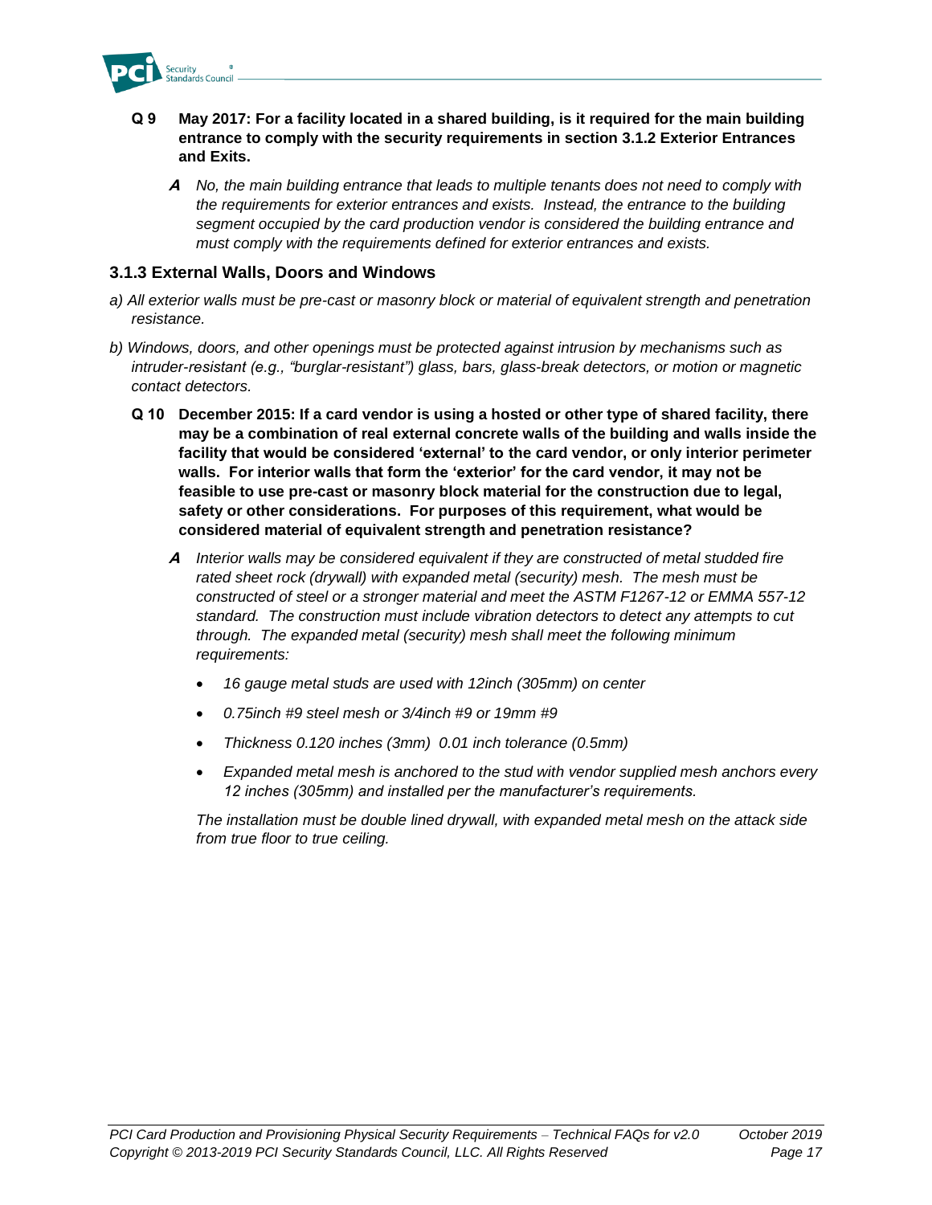**Q 9 May 2017: For a facility located in a shared building, is it required for the main building entrance to comply with the security requirements in section 3.1.2 Exterior Entrances and Exits.**

***A*** *No, the main building entrance that leads to multiple tenants does not need to comply with the requirements for exterior entrances and exists. Instead, the entrance to the building segment occupied by the card production vendor is considered the building entrance and must comply with the requirements defined for exterior entrances and exists.*

### 3.1.3 External Walls, Doors and Windows

*a) All exterior walls must be pre-cast or masonry block or material of equivalent strength and penetration resistance.*

*b) Windows, doors, and other openings must be protected against intrusion by mechanisms such as intruder-resistant (e.g., "burglar-resistant") glass, bars, glass-break detectors, or motion or magnetic contact detectors.*

**Q 10 December 2015: If a card vendor is using a hosted or other type of shared facility, there may be a combination of real external concrete walls of the building and walls inside the facility that would be considered 'external' to the card vendor, or only interior perimeter walls. For interior walls that form the 'exterior' for the card vendor, it may not be feasible to use pre-cast or masonry block material for the construction due to legal, safety or other considerations. For purposes of this requirement, what would be considered material of equivalent strength and penetration resistance?**

***A*** *Interior walls may be considered equivalent if they are constructed of metal studded fire rated sheet rock (drywall) with expanded metal (security) mesh. The mesh must be constructed of steel or a stronger material and meet the ASTM F1267-12 or EMMA 557-12 standard. The construction must include vibration detectors to detect any attempts to cut through. The expanded metal (security) mesh shall meet the following minimum requirements:*

- *16 gauge metal studs are used with 12inch (305mm) on center*
- *0.75inch #9 steel mesh or 3/4inch #9 or 19mm #9*
- *Thickness 0.120 inches (3mm) 0.01 inch tolerance (0.5mm)*
- *Expanded metal mesh is anchored to the stud with vendor supplied mesh anchors every 12 inches (305mm) and installed per the manufacturer's requirements.*

*The installation must be double lined drywall, with expanded metal mesh on the attack side from true floor to true ceiling.*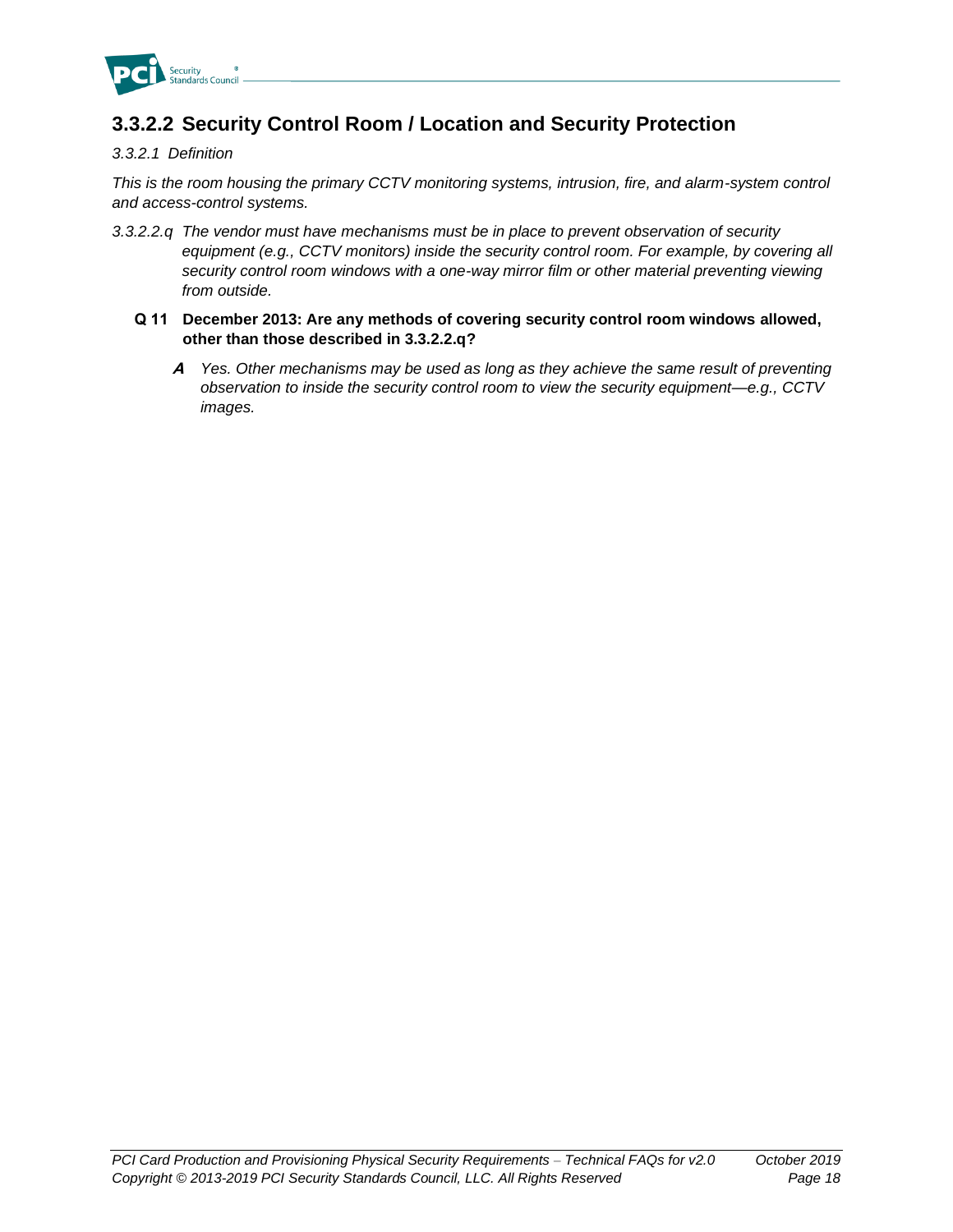## 3.3.2.2 Security Control Room / Location and Security Protection

*3.3.2.1 Definition*

*This is the room housing the primary CCTV monitoring systems, intrusion, fire, and alarm-system control and access-control systems.*

*3.3.2.2.q The vendor must have mechanisms must be in place to prevent observation of security equipment (e.g., CCTV monitors) inside the security control room. For example, by covering all security control room windows with a one-way mirror film or other material preventing viewing from outside.*

**Q 11 December 2013: Are any methods of covering security control room windows allowed, other than those described in 3.3.2.2.q?**

***A*** *Yes. Other mechanisms may be used as long as they achieve the same result of preventing observation to inside the security control room to view the security equipment—e.g., CCTV images.*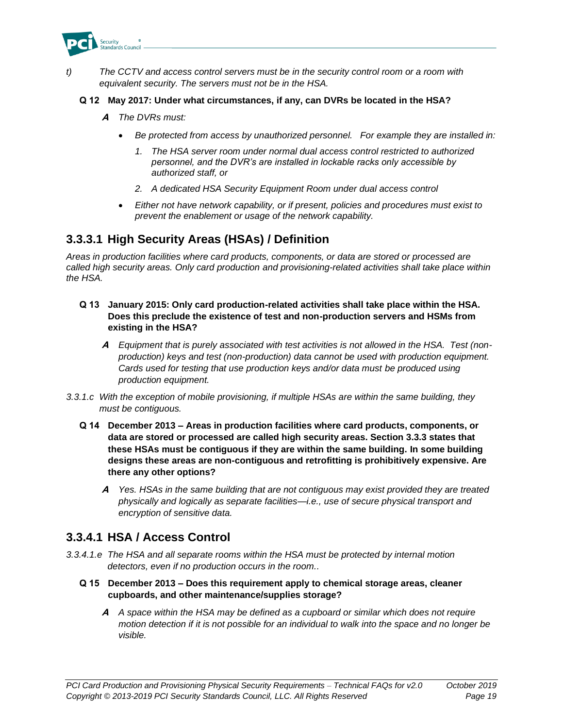t) *The CCTV and access control servers must be in the security control room or a room with equivalent security. The servers must not be in the HSA.*

**Q 12 May 2017: Under what circumstances, if any, can DVRs be located in the HSA?**

***A*** *The DVRs must:*

- *Be protected from access by unauthorized personnel. For example they are installed in:*
  1. *The HSA server room under normal dual access control restricted to authorized personnel, and the DVR's are installed in lockable racks only accessible by authorized staff, or*
  2. *A dedicated HSA Security Equipment Room under dual access control*
- *Either not have network capability, or if present, policies and procedures must exist to prevent the enablement or usage of the network capability.*

## 3.3.3.1 High Security Areas (HSAs) / Definition

*Areas in production facilities where card products, components, or data are stored or processed are called high security areas. Only card production and provisioning-related activities shall take place within the HSA.*

**Q 13 January 2015: Only card production-related activities shall take place within the HSA. Does this preclude the existence of test and non-production servers and HSMs from existing in the HSA?**

***A*** *Equipment that is purely associated with test activities is not allowed in the HSA. Test (non-production) keys and test (non-production) data cannot be used with production equipment. Cards used for testing that use production keys and/or data must be produced using production equipment.*

3.3.1.c *With the exception of mobile provisioning, if multiple HSAs are within the same building, they must be contiguous.*

**Q 14 December 2013 – Areas in production facilities where card products, components, or data are stored or processed are called high security areas. Section 3.3.3 states that these HSAs must be contiguous if they are within the same building. In some building designs these areas are non-contiguous and retrofitting is prohibitively expensive. Are there any other options?**

***A*** *Yes. HSAs in the same building that are not contiguous may exist provided they are treated physically and logically as separate facilities—i.e., use of secure physical transport and encryption of sensitive data.*

## 3.3.4.1 HSA / Access Control

3.3.4.1.e *The HSA and all separate rooms within the HSA must be protected by internal motion detectors, even if no production occurs in the room..*

**Q 15 December 2013 – Does this requirement apply to chemical storage areas, cleaner cupboards, and other maintenance/supplies storage?**

***A*** *A space within the HSA may be defined as a cupboard or similar which does not require motion detection if it is not possible for an individual to walk into the space and no longer be visible.*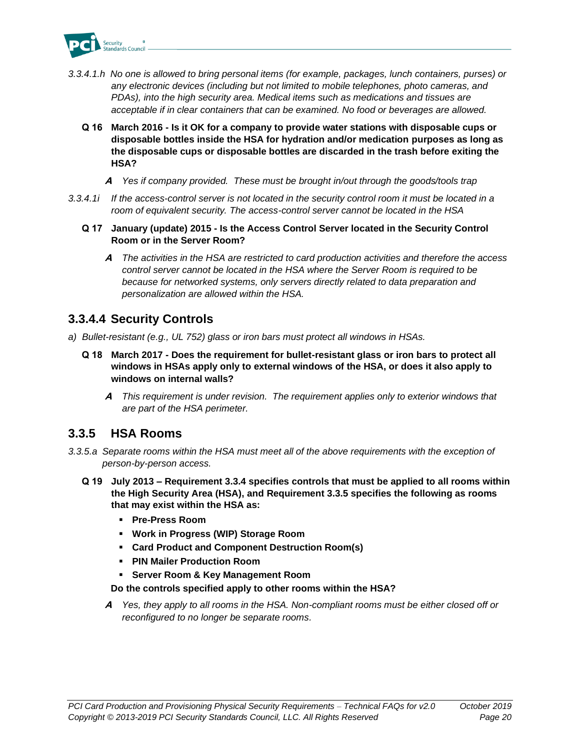*3.3.4.1.h No one is allowed to bring personal items (for example, packages, lunch containers, purses) or any electronic devices (including but not limited to mobile telephones, photo cameras, and PDAs), into the high security area. Medical items such as medications and tissues are acceptable if in clear containers that can be examined. No food or beverages are allowed.*

**Q 16 March 2016 - Is it OK for a company to provide water stations with disposable cups or disposable bottles inside the HSA for hydration and/or medication purposes as long as the disposable cups or disposable bottles are discarded in the trash before exiting the HSA?**

***A*** *Yes if company provided. These must be brought in/out through the goods/tools trap*

*3.3.4.1i If the access-control server is not located in the security control room it must be located in a room of equivalent security. The access-control server cannot be located in the HSA*

**Q 17 January (update) 2015 - Is the Access Control Server located in the Security Control Room or in the Server Room?**

***A*** *The activities in the HSA are restricted to card production activities and therefore the access control server cannot be located in the HSA where the Server Room is required to be because for networked systems, only servers directly related to data preparation and personalization are allowed within the HSA.*

## 3.3.4.4 Security Controls

*a) Bullet-resistant (e.g., UL 752) glass or iron bars must protect all windows in HSAs.*

**Q 18 March 2017 - Does the requirement for bullet-resistant glass or iron bars to protect all windows in HSAs apply only to external windows of the HSA, or does it also apply to windows on internal walls?**

***A*** *This requirement is under revision. The requirement applies only to exterior windows that are part of the HSA perimeter.*

## 3.3.5 HSA Rooms

*3.3.5.a Separate rooms within the HSA must meet all of the above requirements with the exception of person-by-person access.*

**Q 19 July 2013 – Requirement 3.3.4 specifies controls that must be applied to all rooms within the High Security Area (HSA), and Requirement 3.3.5 specifies the following as rooms that may exist within the HSA as:**

- **Pre-Press Room**
- **Work in Progress (WIP) Storage Room**
- **Card Product and Component Destruction Room(s)**
- **PIN Mailer Production Room**
- **Server Room & Key Management Room**

**Do the controls specified apply to other rooms within the HSA?**

***A*** *Yes, they apply to all rooms in the HSA. Non-compliant rooms must be either closed off or reconfigured to no longer be separate rooms.*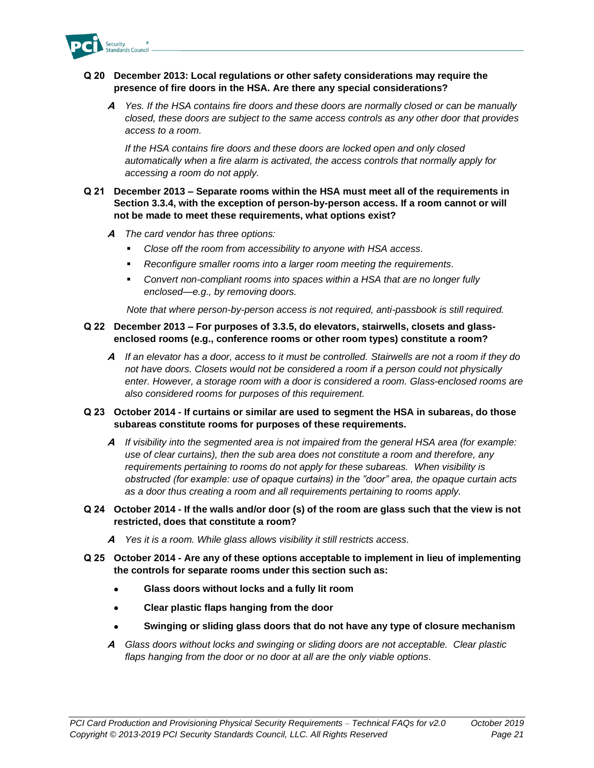**Q 20 December 2013: Local regulations or other safety considerations may require the presence of fire doors in the HSA. Are there any special considerations?**

***A*** *Yes. If the HSA contains fire doors and these doors are normally closed or can be manually closed, these doors are subject to the same access controls as any other door that provides access to a room.*

*If the HSA contains fire doors and these doors are locked open and only closed automatically when a fire alarm is activated, the access controls that normally apply for accessing a room do not apply.*

**Q 21 December 2013 – Separate rooms within the HSA must meet all of the requirements in Section 3.3.4, with the exception of person-by-person access. If a room cannot or will not be made to meet these requirements, what options exist?**

***A*** *The card vendor has three options:*

- *Close off the room from accessibility to anyone with HSA access.*
- *Reconfigure smaller rooms into a larger room meeting the requirements.*
- *Convert non-compliant rooms into spaces within a HSA that are no longer fully enclosed—e.g., by removing doors.*

*Note that where person-by-person access is not required, anti-passbook is still required.*

**Q 22 December 2013 – For purposes of 3.3.5, do elevators, stairwells, closets and glass-enclosed rooms (e.g., conference rooms or other room types) constitute a room?**

***A*** *If an elevator has a door, access to it must be controlled. Stairwells are not a room if they do not have doors. Closets would not be considered a room if a person could not physically enter. However, a storage room with a door is considered a room. Glass-enclosed rooms are also considered rooms for purposes of this requirement.*

**Q 23 October 2014 - If curtains or similar are used to segment the HSA in subareas, do those subareas constitute rooms for purposes of these requirements.**

***A*** *If visibility into the segmented area is not impaired from the general HSA area (for example: use of clear curtains), then the sub area does not constitute a room and therefore, any requirements pertaining to rooms do not apply for these subareas. When visibility is obstructed (for example: use of opaque curtains) in the "door" area, the opaque curtain acts as a door thus creating a room and all requirements pertaining to rooms apply.*

**Q 24 October 2014 - If the walls and/or door (s) of the room are glass such that the view is not restricted, does that constitute a room?**

***A*** *Yes it is a room. While glass allows visibility it still restricts access.*

**Q 25 October 2014 - Are any of these options acceptable to implement in lieu of implementing the controls for separate rooms under this section such as:**

- **Glass doors without locks and a fully lit room**
- **Clear plastic flaps hanging from the door**
- **Swinging or sliding glass doors that do not have any type of closure mechanism**

***A*** *Glass doors without locks and swinging or sliding doors are not acceptable. Clear plastic flaps hanging from the door or no door at all are the only viable options.*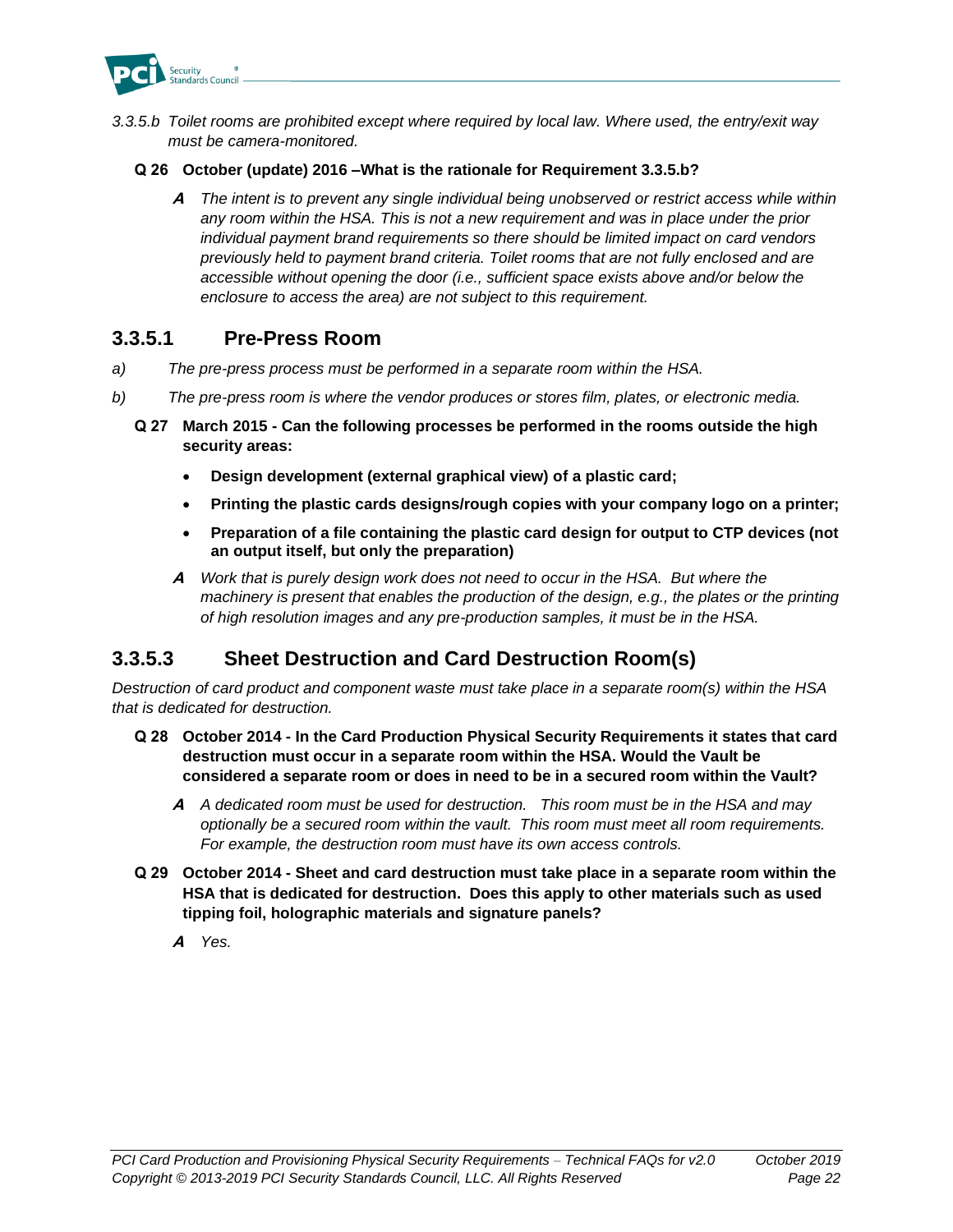*3.3.5.b Toilet rooms are prohibited except where required by local law. Where used, the entry/exit way must be camera-monitored.*

**Q 26 October (update) 2016 –What is the rationale for Requirement 3.3.5.b?**

> ***A*** *The intent is to prevent any single individual being unobserved or restrict access while within any room within the HSA. This is not a new requirement and was in place under the prior individual payment brand requirements so there should be limited impact on card vendors previously held to payment brand criteria. Toilet rooms that are not fully enclosed and are accessible without opening the door (i.e., sufficient space exists above and/or below the enclosure to access the area) are not subject to this requirement.*

## 3.3.5.1 Pre-Press Room

*a) The pre-press process must be performed in a separate room within the HSA.*

*b) The pre-press room is where the vendor produces or stores film, plates, or electronic media.*

**Q 27 March 2015 - Can the following processes be performed in the rooms outside the high security areas:**

- **Design development (external graphical view) of a plastic card;**
- **Printing the plastic cards designs/rough copies with your company logo on a printer;**
- **Preparation of a file containing the plastic card design for output to CTP devices (not an output itself, but only the preparation)**

> ***A*** *Work that is purely design work does not need to occur in the HSA. But where the machinery is present that enables the production of the design, e.g., the plates or the printing of high resolution images and any pre-production samples, it must be in the HSA.*

## 3.3.5.3 Sheet Destruction and Card Destruction Room(s)

*Destruction of card product and component waste must take place in a separate room(s) within the HSA that is dedicated for destruction.*

**Q 28 October 2014 - In the Card Production Physical Security Requirements it states that card destruction must occur in a separate room within the HSA. Would the Vault be considered a separate room or does in need to be in a secured room within the Vault?**

> ***A*** *A dedicated room must be used for destruction. This room must be in the HSA and may optionally be a secured room within the vault. This room must meet all room requirements. For example, the destruction room must have its own access controls.*

**Q 29 October 2014 - Sheet and card destruction must take place in a separate room within the HSA that is dedicated for destruction. Does this apply to other materials such as used tipping foil, holographic materials and signature panels?**

> ***A*** *Yes.*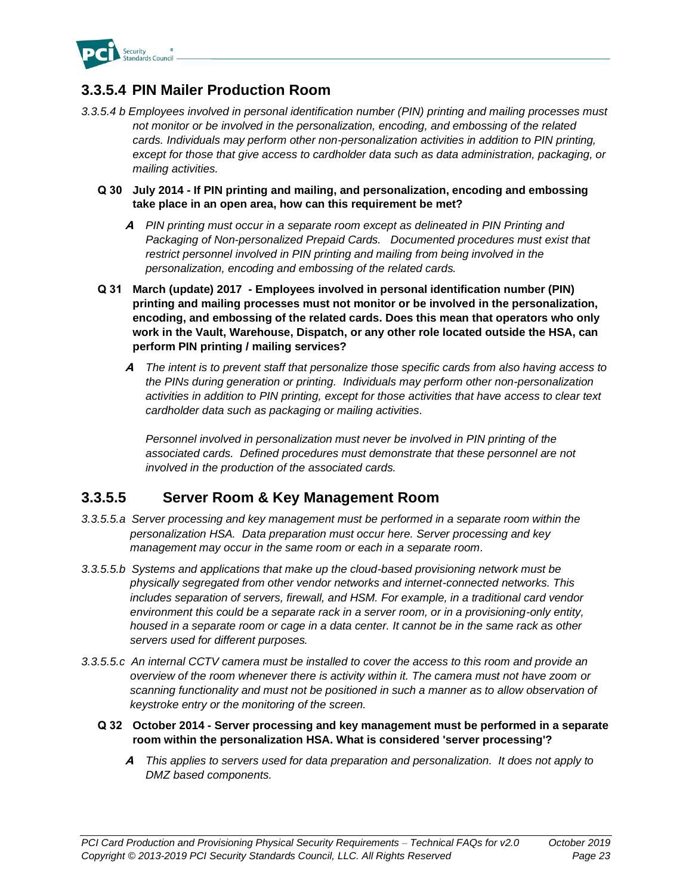### 3.3.5.4 PIN Mailer Production Room

*3.3.5.4 b Employees involved in personal identification number (PIN) printing and mailing processes must not monitor or be involved in the personalization, encoding, and embossing of the related cards. Individuals may perform other non-personalization activities in addition to PIN printing, except for those that give access to cardholder data such as data administration, packaging, or mailing activities.*

**Q 30 July 2014 - If PIN printing and mailing, and personalization, encoding and embossing take place in an open area, how can this requirement be met?**

***A*** *PIN printing must occur in a separate room except as delineated in PIN Printing and Packaging of Non-personalized Prepaid Cards. Documented procedures must exist that restrict personnel involved in PIN printing and mailing from being involved in the personalization, encoding and embossing of the related cards.*

**Q 31 March (update) 2017 - Employees involved in personal identification number (PIN) printing and mailing processes must not monitor or be involved in the personalization, encoding, and embossing of the related cards. Does this mean that operators who only work in the Vault, Warehouse, Dispatch, or any other role located outside the HSA, can perform PIN printing / mailing services?**

***A*** *The intent is to prevent staff that personalize those specific cards from also having access to the PINs during generation or printing. Individuals may perform other non-personalization activities in addition to PIN printing, except for those activities that have access to clear text cardholder data such as packaging or mailing activities.*

*Personnel involved in personalization must never be involved in PIN printing of the associated cards. Defined procedures must demonstrate that these personnel are not involved in the production of the associated cards.*

### 3.3.5.5 Server Room & Key Management Room

*3.3.5.5.a Server processing and key management must be performed in a separate room within the personalization HSA. Data preparation must occur here. Server processing and key management may occur in the same room or each in a separate room.*

*3.3.5.5.b Systems and applications that make up the cloud-based provisioning network must be physically segregated from other vendor networks and internet-connected networks. This includes separation of servers, firewall, and HSM. For example, in a traditional card vendor environment this could be a separate rack in a server room, or in a provisioning-only entity, housed in a separate room or cage in a data center. It cannot be in the same rack as other servers used for different purposes.*

*3.3.5.5.c An internal CCTV camera must be installed to cover the access to this room and provide an overview of the room whenever there is activity within it. The camera must not have zoom or scanning functionality and must not be positioned in such a manner as to allow observation of keystroke entry or the monitoring of the screen.*

**Q 32 October 2014 - Server processing and key management must be performed in a separate room within the personalization HSA. What is considered 'server processing'?**

***A*** *This applies to servers used for data preparation and personalization. It does not apply to DMZ based components.*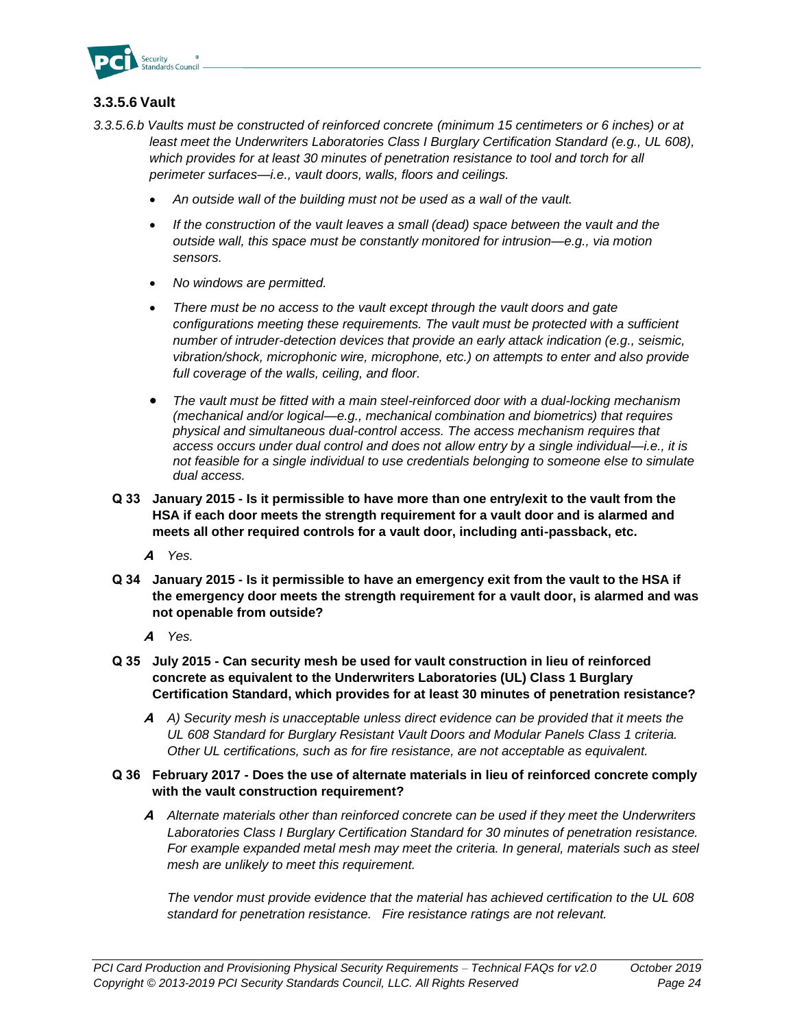### 3.3.5.6 Vault

*3.3.5.6.b Vaults must be constructed of reinforced concrete (minimum 15 centimeters or 6 inches) or at least meet the Underwriters Laboratories Class I Burglary Certification Standard (e.g., UL 608), which provides for at least 30 minutes of penetration resistance to tool and torch for all perimeter surfaces—i.e., vault doors, walls, floors and ceilings.*

- *An outside wall of the building must not be used as a wall of the vault.*
- *If the construction of the vault leaves a small (dead) space between the vault and the outside wall, this space must be constantly monitored for intrusion—e.g., via motion sensors.*
- *No windows are permitted.*
- *There must be no access to the vault except through the vault doors and gate configurations meeting these requirements. The vault must be protected with a sufficient number of intruder-detection devices that provide an early attack indication (e.g., seismic, vibration/shock, microphonic wire, microphone, etc.) on attempts to enter and also provide full coverage of the walls, ceiling, and floor.*
- *The vault must be fitted with a main steel-reinforced door with a dual-locking mechanism (mechanical and/or logical—e.g., mechanical combination and biometrics) that requires physical and simultaneous dual-control access. The access mechanism requires that access occurs under dual control and does not allow entry by a single individual—i.e., it is not feasible for a single individual to use credentials belonging to someone else to simulate dual access.*

**Q 33 January 2015 - Is it permissible to have more than one entry/exit to the vault from the HSA if each door meets the strength requirement for a vault door and is alarmed and meets all other required controls for a vault door, including anti-passback, etc.**

***A*** *Yes.*

**Q 34 January 2015 - Is it permissible to have an emergency exit from the vault to the HSA if the emergency door meets the strength requirement for a vault door, is alarmed and was not openable from outside?**

***A*** *Yes.*

**Q 35 July 2015 - Can security mesh be used for vault construction in lieu of reinforced concrete as equivalent to the Underwriters Laboratories (UL) Class 1 Burglary Certification Standard, which provides for at least 30 minutes of penetration resistance?**

***A*** *A) Security mesh is unacceptable unless direct evidence can be provided that it meets the UL 608 Standard for Burglary Resistant Vault Doors and Modular Panels Class 1 criteria. Other UL certifications, such as for fire resistance, are not acceptable as equivalent.*

**Q 36 February 2017 - Does the use of alternate materials in lieu of reinforced concrete comply with the vault construction requirement?**

***A*** *Alternate materials other than reinforced concrete can be used if they meet the Underwriters Laboratories Class I Burglary Certification Standard for 30 minutes of penetration resistance. For example expanded metal mesh may meet the criteria. In general, materials such as steel mesh are unlikely to meet this requirement.*

*The vendor must provide evidence that the material has achieved certification to the UL 608 standard for penetration resistance. Fire resistance ratings are not relevant.*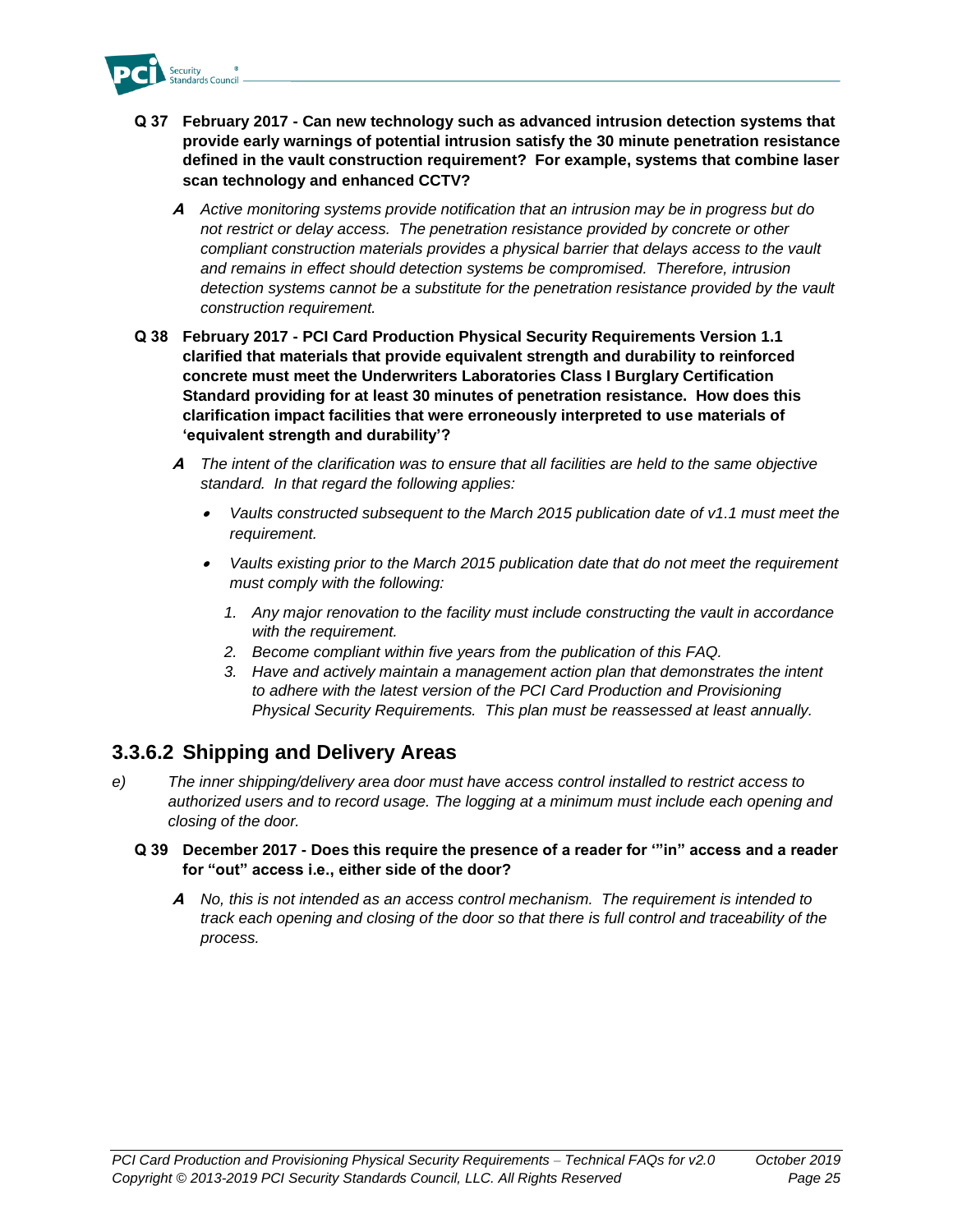**Q 37 February 2017 - Can new technology such as advanced intrusion detection systems that provide early warnings of potential intrusion satisfy the 30 minute penetration resistance defined in the vault construction requirement? For example, systems that combine laser scan technology and enhanced CCTV?**

***A*** *Active monitoring systems provide notification that an intrusion may be in progress but do not restrict or delay access. The penetration resistance provided by concrete or other compliant construction materials provides a physical barrier that delays access to the vault and remains in effect should detection systems be compromised. Therefore, intrusion detection systems cannot be a substitute for the penetration resistance provided by the vault construction requirement.*

**Q 38 February 2017 - PCI Card Production Physical Security Requirements Version 1.1 clarified that materials that provide equivalent strength and durability to reinforced concrete must meet the Underwriters Laboratories Class I Burglary Certification Standard providing for at least 30 minutes of penetration resistance. How does this clarification impact facilities that were erroneously interpreted to use materials of 'equivalent strength and durability'?**

***A*** *The intent of the clarification was to ensure that all facilities are held to the same objective standard. In that regard the following applies:*

- *Vaults constructed subsequent to the March 2015 publication date of v1.1 must meet the requirement.*
- *Vaults existing prior to the March 2015 publication date that do not meet the requirement must comply with the following:*
  1. *Any major renovation to the facility must include constructing the vault in accordance with the requirement.*
  2. *Become compliant within five years from the publication of this FAQ.*
  3. *Have and actively maintain a management action plan that demonstrates the intent to adhere with the latest version of the PCI Card Production and Provisioning Physical Security Requirements. This plan must be reassessed at least annually.*

## 3.3.6.2 Shipping and Delivery Areas

*e) The inner shipping/delivery area door must have access control installed to restrict access to authorized users and to record usage. The logging at a minimum must include each opening and closing of the door.*

**Q 39 December 2017 - Does this require the presence of a reader for '"in" access and a reader for "out" access i.e., either side of the door?**

***A*** *No, this is not intended as an access control mechanism. The requirement is intended to track each opening and closing of the door so that there is full control and traceability of the process.*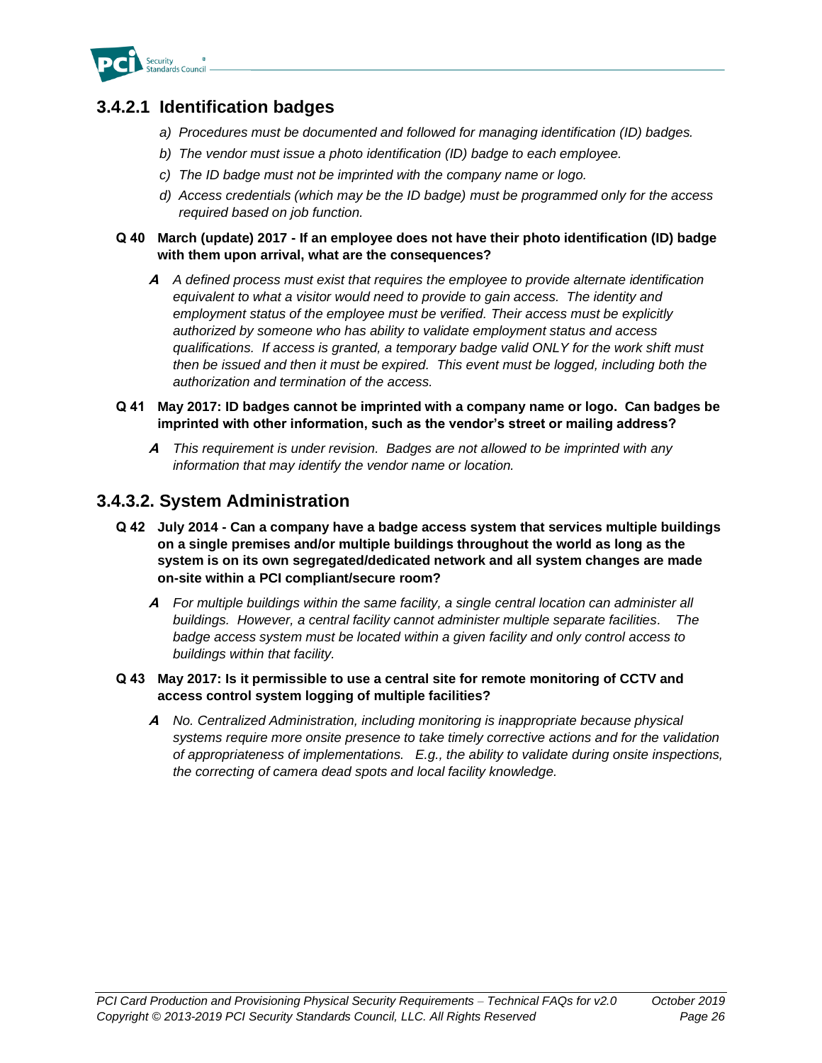### 3.4.2.1 Identification badges

*a) Procedures must be documented and followed for managing identification (ID) badges.*

*b) The vendor must issue a photo identification (ID) badge to each employee.*

*c) The ID badge must not be imprinted with the company name or logo.*

*d) Access credentials (which may be the ID badge) must be programmed only for the access required based on job function.*

**Q 40 March (update) 2017 - If an employee does not have their photo identification (ID) badge with them upon arrival, what are the consequences?**

***A*** *A defined process must exist that requires the employee to provide alternate identification equivalent to what a visitor would need to provide to gain access. The identity and employment status of the employee must be verified. Their access must be explicitly authorized by someone who has ability to validate employment status and access qualifications. If access is granted, a temporary badge valid ONLY for the work shift must then be issued and then it must be expired. This event must be logged, including both the authorization and termination of the access.*

**Q 41 May 2017: ID badges cannot be imprinted with a company name or logo. Can badges be imprinted with other information, such as the vendor's street or mailing address?**

***A*** *This requirement is under revision. Badges are not allowed to be imprinted with any information that may identify the vendor name or location.*

### 3.4.3.2. System Administration

**Q 42 July 2014 - Can a company have a badge access system that services multiple buildings on a single premises and/or multiple buildings throughout the world as long as the system is on its own segregated/dedicated network and all system changes are made on-site within a PCI compliant/secure room?**

***A*** *For multiple buildings within the same facility, a single central location can administer all buildings. However, a central facility cannot administer multiple separate facilities. The badge access system must be located within a given facility and only control access to buildings within that facility.*

**Q 43 May 2017: Is it permissible to use a central site for remote monitoring of CCTV and access control system logging of multiple facilities?**

***A*** *No. Centralized Administration, including monitoring is inappropriate because physical systems require more onsite presence to take timely corrective actions and for the validation of appropriateness of implementations. E.g., the ability to validate during onsite inspections, the correcting of camera dead spots and local facility knowledge.*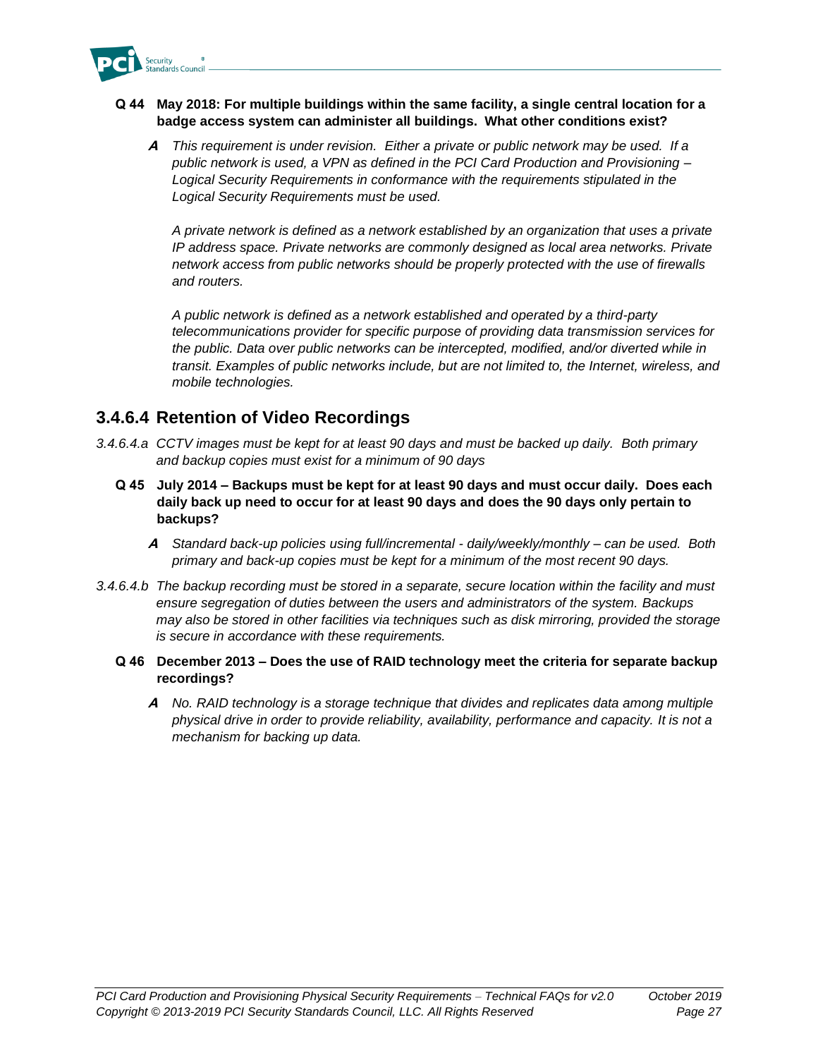**Q 44 May 2018: For multiple buildings within the same facility, a single central location for a badge access system can administer all buildings. What other conditions exist?**

**A** *This requirement is under revision. Either a private or public network may be used. If a public network is used, a VPN as defined in the PCI Card Production and Provisioning – Logical Security Requirements in conformance with the requirements stipulated in the Logical Security Requirements must be used.*

*A private network is defined as a network established by an organization that uses a private IP address space. Private networks are commonly designed as local area networks. Private network access from public networks should be properly protected with the use of firewalls and routers.*

*A public network is defined as a network established and operated by a third-party telecommunications provider for specific purpose of providing data transmission services for the public. Data over public networks can be intercepted, modified, and/or diverted while in transit. Examples of public networks include, but are not limited to, the Internet, wireless, and mobile technologies.*

## 3.4.6.4 Retention of Video Recordings

*3.4.6.4.a CCTV images must be kept for at least 90 days and must be backed up daily. Both primary and backup copies must exist for a minimum of 90 days*

**Q 45 July 2014 – Backups must be kept for at least 90 days and must occur daily. Does each daily back up need to occur for at least 90 days and does the 90 days only pertain to backups?**

**A** *Standard back-up policies using full/incremental - daily/weekly/monthly – can be used. Both primary and back-up copies must be kept for a minimum of the most recent 90 days.*

*3.4.6.4.b The backup recording must be stored in a separate, secure location within the facility and must ensure segregation of duties between the users and administrators of the system. Backups may also be stored in other facilities via techniques such as disk mirroring, provided the storage is secure in accordance with these requirements.*

**Q 46 December 2013 – Does the use of RAID technology meet the criteria for separate backup recordings?**

**A** *No. RAID technology is a storage technique that divides and replicates data among multiple physical drive in order to provide reliability, availability, performance and capacity. It is not a mechanism for backing up data.*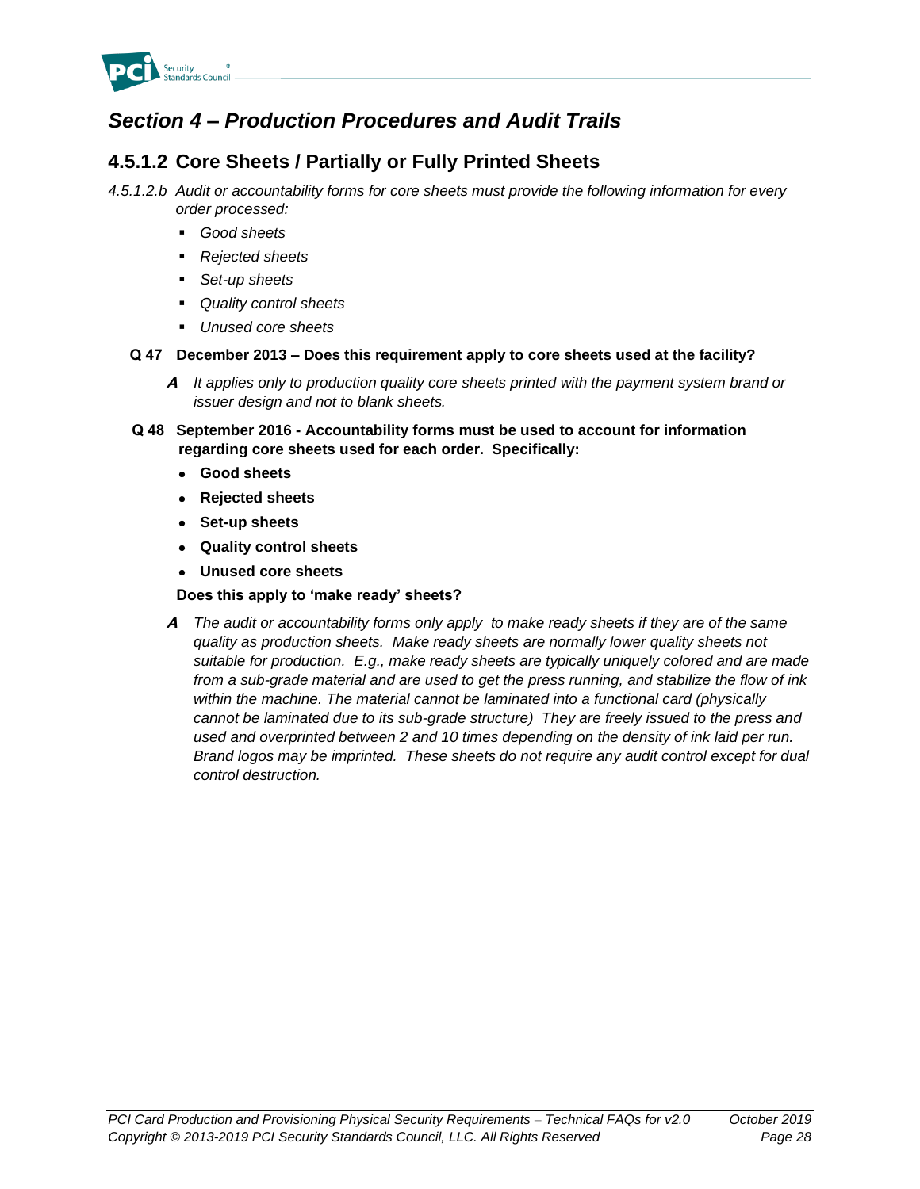## *Section 4 – Production Procedures and Audit Trails*

### 4.5.1.2 Core Sheets / Partially or Fully Printed Sheets

*4.5.1.2.b Audit or accountability forms for core sheets must provide the following information for every order processed:*

- *Good sheets*
- *Rejected sheets*
- *Set-up sheets*
- *Quality control sheets*
- *Unused core sheets*

**Q 47 December 2013 – Does this requirement apply to core sheets used at the facility?**

> ***A*** *It applies only to production quality core sheets printed with the payment system brand or issuer design and not to blank sheets.*

**Q 48 September 2016 - Accountability forms must be used to account for information regarding core sheets used for each order. Specifically:**

- **Good sheets**
- **Rejected sheets**
- **Set-up sheets**
- **Quality control sheets**
- **Unused core sheets**

**Does this apply to 'make ready' sheets?**

> ***A*** *The audit or accountability forms only apply to make ready sheets if they are of the same quality as production sheets. Make ready sheets are normally lower quality sheets not suitable for production. E.g., make ready sheets are typically uniquely colored and are made from a sub-grade material and are used to get the press running, and stabilize the flow of ink within the machine. The material cannot be laminated into a functional card (physically cannot be laminated due to its sub-grade structure) They are freely issued to the press and used and overprinted between 2 and 10 times depending on the density of ink laid per run. Brand logos may be imprinted. These sheets do not require any audit control except for dual control destruction.*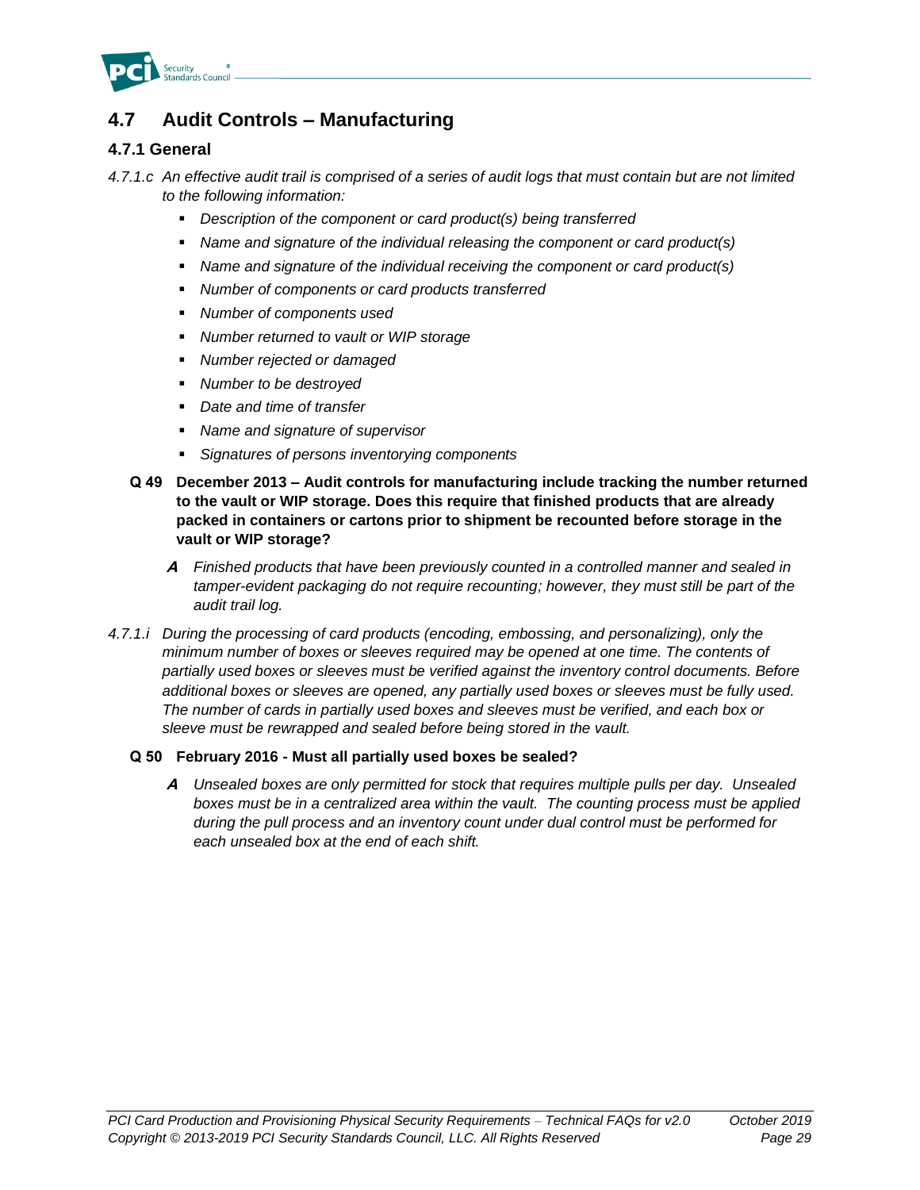## 4.7 Audit Controls – Manufacturing

### 4.7.1 General

*4.7.1.c An effective audit trail is comprised of a series of audit logs that must contain but are not limited to the following information:*

- *Description of the component or card product(s) being transferred*
- *Name and signature of the individual releasing the component or card product(s)*
- *Name and signature of the individual receiving the component or card product(s)*
- *Number of components or card products transferred*
- *Number of components used*
- *Number returned to vault or WIP storage*
- *Number rejected or damaged*
- *Number to be destroyed*
- *Date and time of transfer*
- *Name and signature of supervisor*
- *Signatures of persons inventorying components*

**Q 49 December 2013 – Audit controls for manufacturing include tracking the number returned to the vault or WIP storage. Does this require that finished products that are already packed in containers or cartons prior to shipment be recounted before storage in the vault or WIP storage?**

**A** *Finished products that have been previously counted in a controlled manner and sealed in tamper-evident packaging do not require recounting; however, they must still be part of the audit trail log.*

*4.7.1.i During the processing of card products (encoding, embossing, and personalizing), only the minimum number of boxes or sleeves required may be opened at one time. The contents of partially used boxes or sleeves must be verified against the inventory control documents. Before additional boxes or sleeves are opened, any partially used boxes or sleeves must be fully used. The number of cards in partially used boxes and sleeves must be verified, and each box or sleeve must be rewrapped and sealed before being stored in the vault.*

**Q 50 February 2016 - Must all partially used boxes be sealed?**

**A** *Unsealed boxes are only permitted for stock that requires multiple pulls per day. Unsealed boxes must be in a centralized area within the vault. The counting process must be applied during the pull process and an inventory count under dual control must be performed for each unsealed box at the end of each shift.*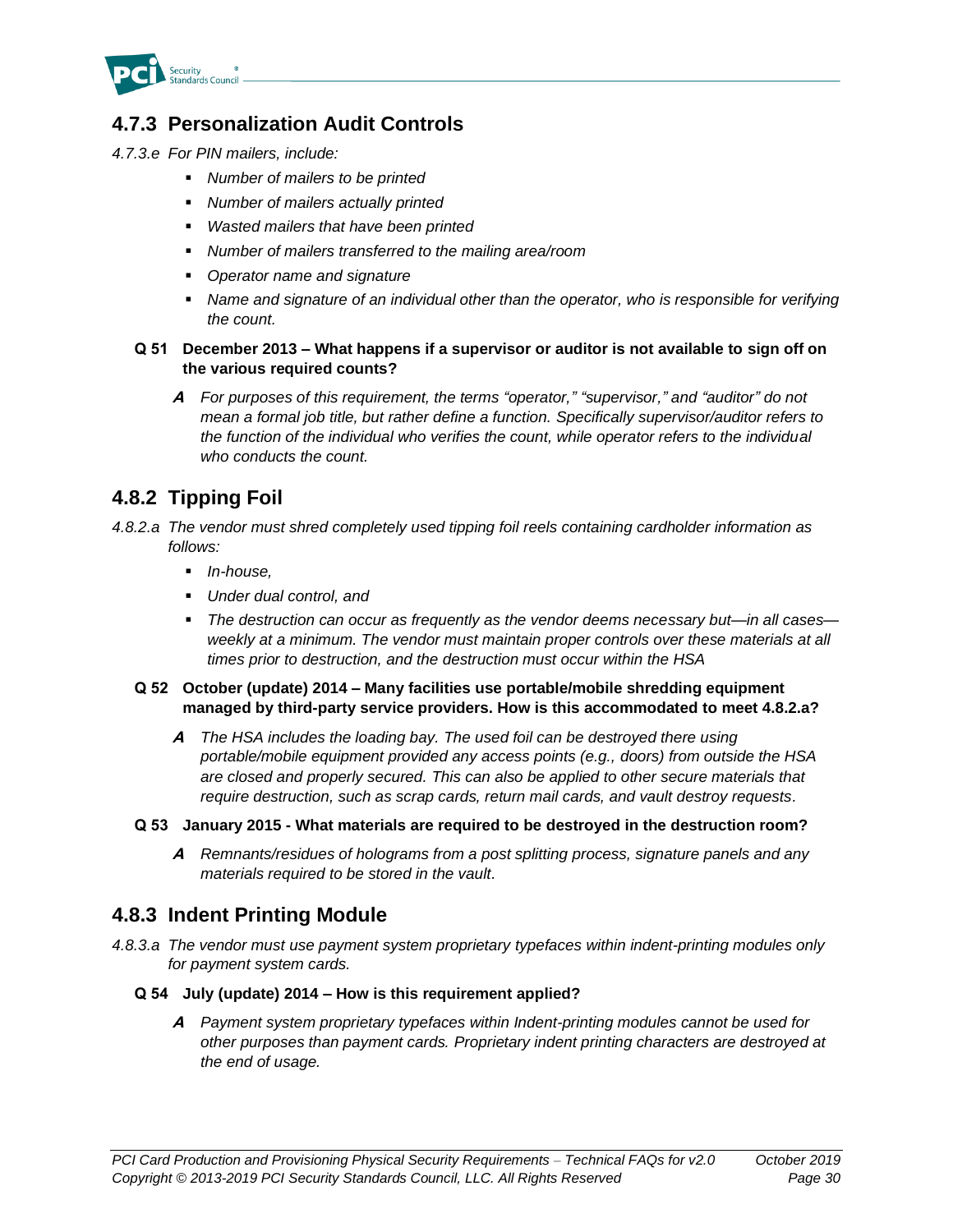## 4.7.3 Personalization Audit Controls

*4.7.3.e For PIN mailers, include:*

- *Number of mailers to be printed*
- *Number of mailers actually printed*
- *Wasted mailers that have been printed*
- *Number of mailers transferred to the mailing area/room*
- *Operator name and signature*
- *Name and signature of an individual other than the operator, who is responsible for verifying the count.*

**Q 51 December 2013 – What happens if a supervisor or auditor is not available to sign off on the various required counts?**

> ***A*** *For purposes of this requirement, the terms "operator," "supervisor," and "auditor" do not mean a formal job title, but rather define a function. Specifically supervisor/auditor refers to the function of the individual who verifies the count, while operator refers to the individual who conducts the count.*

## 4.8.2 Tipping Foil

*4.8.2.a The vendor must shred completely used tipping foil reels containing cardholder information as follows:*

- *In-house,*
- *Under dual control, and*
- *The destruction can occur as frequently as the vendor deems necessary but—in all cases—weekly at a minimum. The vendor must maintain proper controls over these materials at all times prior to destruction, and the destruction must occur within the HSA*

**Q 52 October (update) 2014 – Many facilities use portable/mobile shredding equipment managed by third-party service providers. How is this accommodated to meet 4.8.2.a?**

> ***A*** *The HSA includes the loading bay. The used foil can be destroyed there using portable/mobile equipment provided any access points (e.g., doors) from outside the HSA are closed and properly secured. This can also be applied to other secure materials that require destruction, such as scrap cards, return mail cards, and vault destroy requests.*

**Q 53 January 2015 - What materials are required to be destroyed in the destruction room?**

> ***A*** *Remnants/residues of holograms from a post splitting process, signature panels and any materials required to be stored in the vault.*

## 4.8.3 Indent Printing Module

*4.8.3.a The vendor must use payment system proprietary typefaces within indent-printing modules only for payment system cards.*

**Q 54 July (update) 2014 – How is this requirement applied?**

> ***A*** *Payment system proprietary typefaces within Indent-printing modules cannot be used for other purposes than payment cards. Proprietary indent printing characters are destroyed at the end of usage.*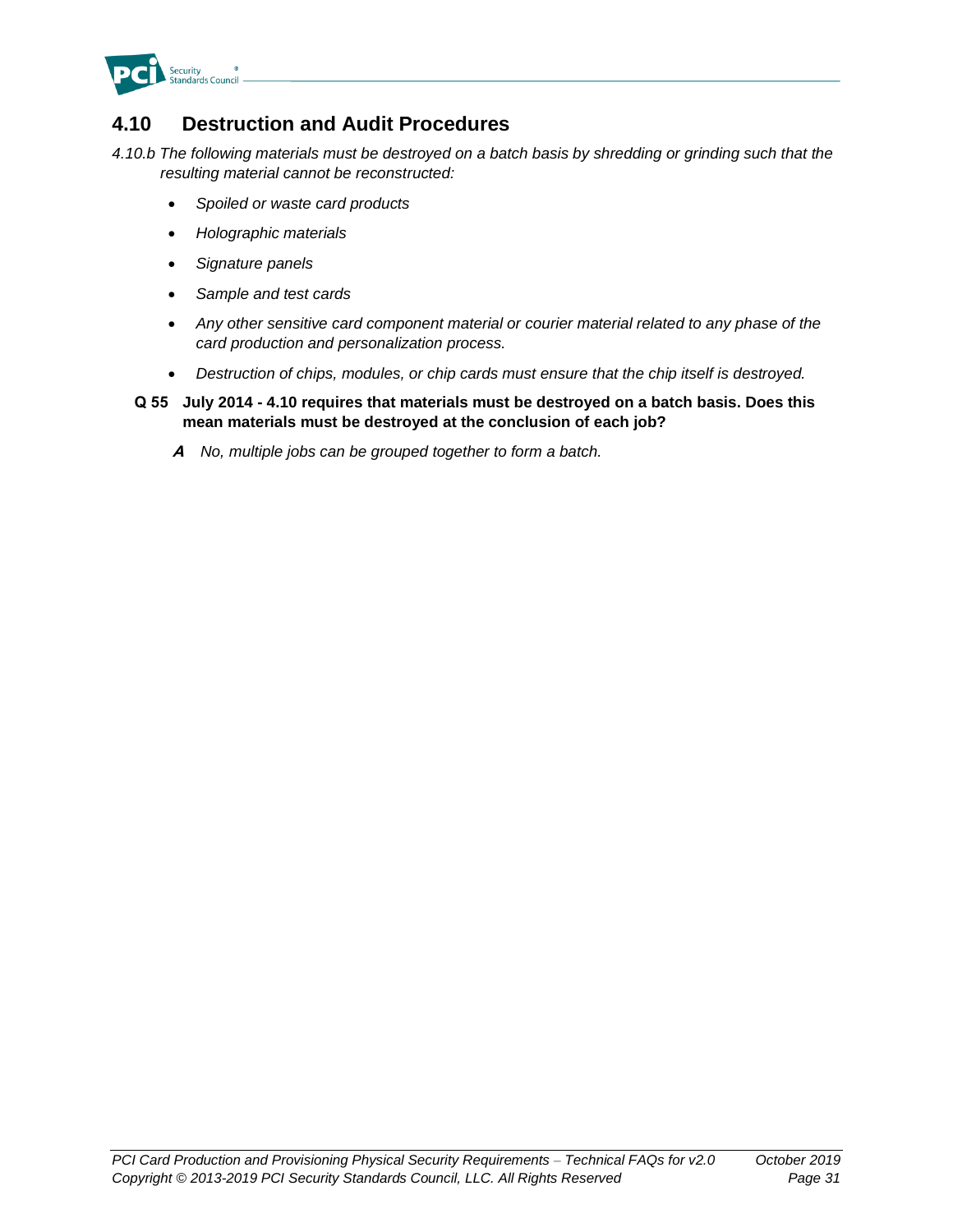## 4.10 Destruction and Audit Procedures

*4.10.b The following materials must be destroyed on a batch basis by shredding or grinding such that the resulting material cannot be reconstructed:*

- *Spoiled or waste card products*
- *Holographic materials*
- *Signature panels*
- *Sample and test cards*
- *Any other sensitive card component material or courier material related to any phase of the card production and personalization process.*
- *Destruction of chips, modules, or chip cards must ensure that the chip itself is destroyed.*

**Q 55 July 2014 - 4.10 requires that materials must be destroyed on a batch basis. Does this mean materials must be destroyed at the conclusion of each job?**

***A*** *No, multiple jobs can be grouped together to form a batch.*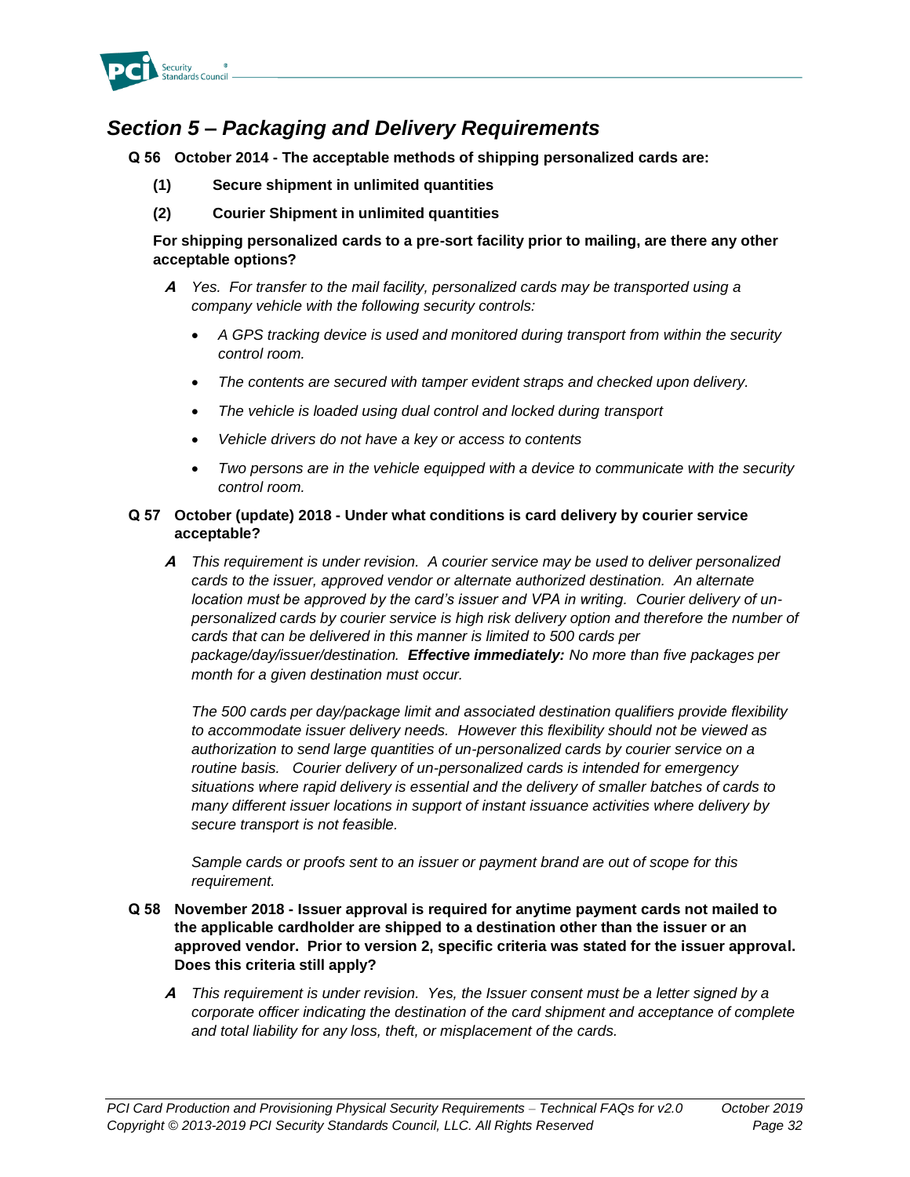## *Section 5 – Packaging and Delivery Requirements*

**Q 56 October 2014 - The acceptable methods of shipping personalized cards are:**

**(1) Secure shipment in unlimited quantities**

**(2) Courier Shipment in unlimited quantities**

**For shipping personalized cards to a pre-sort facility prior to mailing, are there any other acceptable options?**

***A*** *Yes. For transfer to the mail facility, personalized cards may be transported using a company vehicle with the following security controls:*

- *A GPS tracking device is used and monitored during transport from within the security control room.*
- *The contents are secured with tamper evident straps and checked upon delivery.*
- *The vehicle is loaded using dual control and locked during transport*
- *Vehicle drivers do not have a key or access to contents*
- *Two persons are in the vehicle equipped with a device to communicate with the security control room.*

**Q 57 October (update) 2018 - Under what conditions is card delivery by courier service acceptable?**

***A*** *This requirement is under revision. A courier service may be used to deliver personalized cards to the issuer, approved vendor or alternate authorized destination. An alternate location must be approved by the card's issuer and VPA in writing. Courier delivery of un-personalized cards by courier service is high risk delivery option and therefore the number of cards that can be delivered in this manner is limited to 500 cards per package/day/issuer/destination.* ***Effective immediately:*** *No more than five packages per month for a given destination must occur.*

*The 500 cards per day/package limit and associated destination qualifiers provide flexibility to accommodate issuer delivery needs. However this flexibility should not be viewed as authorization to send large quantities of un-personalized cards by courier service on a routine basis. Courier delivery of un-personalized cards is intended for emergency situations where rapid delivery is essential and the delivery of smaller batches of cards to many different issuer locations in support of instant issuance activities where delivery by secure transport is not feasible.*

*Sample cards or proofs sent to an issuer or payment brand are out of scope for this requirement.*

**Q 58 November 2018 - Issuer approval is required for anytime payment cards not mailed to the applicable cardholder are shipped to a destination other than the issuer or an approved vendor. Prior to version 2, specific criteria was stated for the issuer approval. Does this criteria still apply?**

***A*** *This requirement is under revision. Yes, the Issuer consent must be a letter signed by a corporate officer indicating the destination of the card shipment and acceptance of complete and total liability for any loss, theft, or misplacement of the cards.*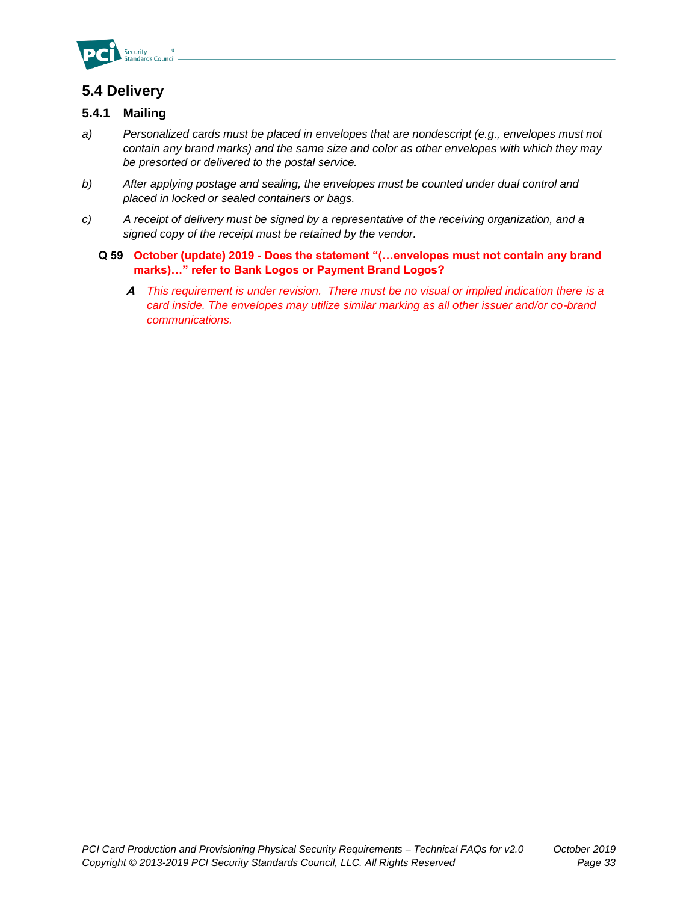## 5.4 Delivery

### 5.4.1 Mailing

a) *Personalized cards must be placed in envelopes that are nondescript (e.g., envelopes must not contain any brand marks) and the same size and color as other envelopes with which they may be presorted or delivered to the postal service.*

b) *After applying postage and sealing, the envelopes must be counted under dual control and placed in locked or sealed containers or bags.*

c) *A receipt of delivery must be signed by a representative of the receiving organization, and a signed copy of the receipt must be retained by the vendor.*

**Q 59 October (update) 2019 - Does the statement "(…envelopes must not contain any brand marks)…" refer to Bank Logos or Payment Brand Logos?**

***A*** *This requirement is under revision. There must be no visual or implied indication there is a card inside. The envelopes may utilize similar marking as all other issuer and/or co-brand communications.*